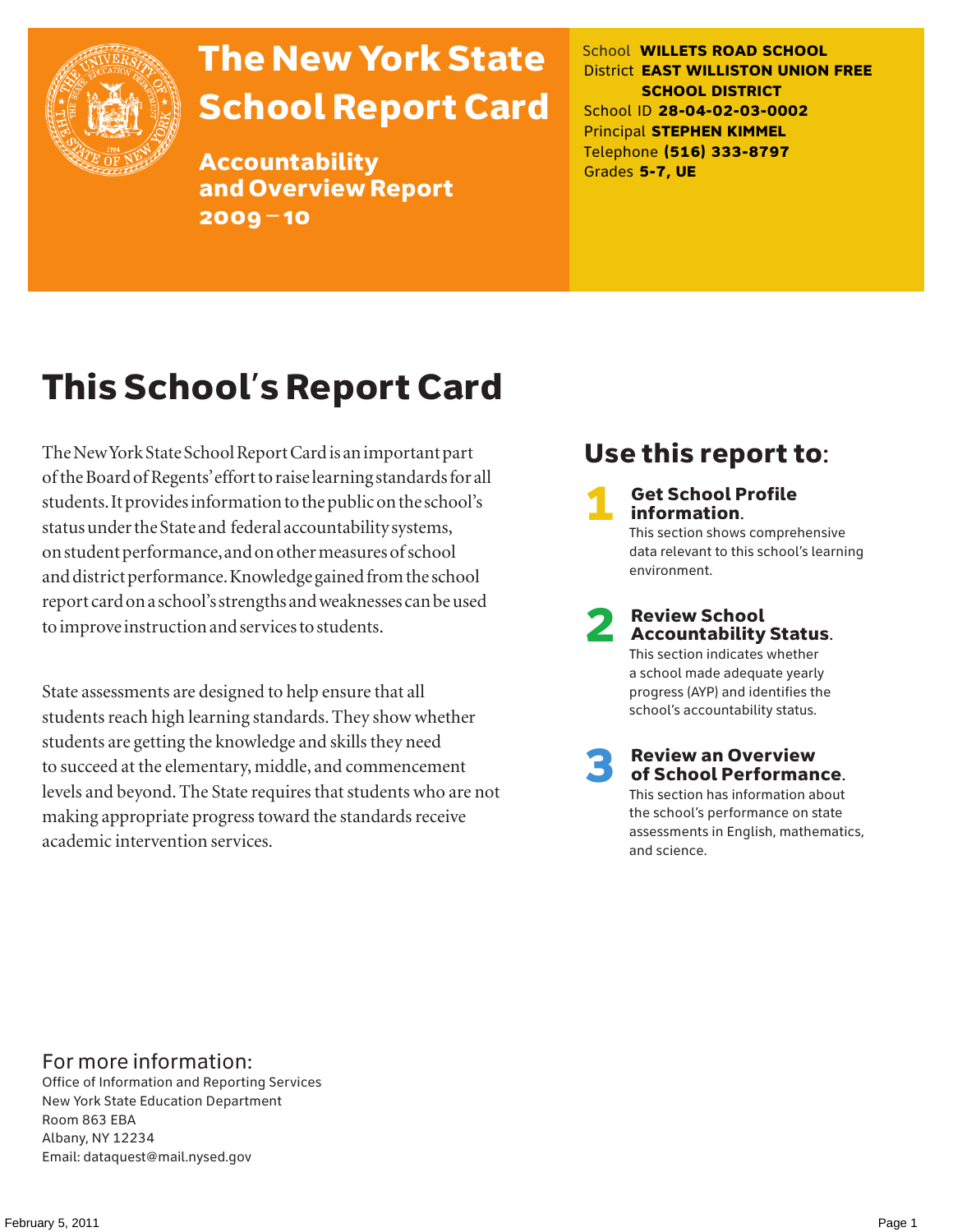# The New York State School Report Card

## Accountability and Overview Report 2009–10

School **WILLETS ROAD SCHOOL**
District **EAST WILLISTON UNION FREE SCHOOL DISTRICT**
School ID **28-04-02-03-0002**
Principal **STEPHEN KIMMEL**
Telephone **(516) 333-8797**
Grades **5-7, UE**

# This School's Report Card

The New York State School Report Card is an important part of the Board of Regents' effort to raise learning standards for all students. It provides information to the public on the school's status under the State and federal accountability systems, on student performance, and on other measures of school and district performance. Knowledge gained from the school report card on a school's strengths and weaknesses can be used to improve instruction and services to students.

State assessments are designed to help ensure that all students reach high learning standards. They show whether students are getting the knowledge and skills they need to succeed at the elementary, middle, and commencement levels and beyond. The State requires that students who are not making appropriate progress toward the standards receive academic intervention services.

## Use this report to:

**1 Get School Profile information.**
This section shows comprehensive data relevant to this school's learning environment.

**2 Review School Accountability Status.**
This section indicates whether a school made adequate yearly progress (AYP) and identifies the school's accountability status.

**3 Review an Overview of School Performance.**
This section has information about the school's performance on state assessments in English, mathematics, and science.

## For more information:

Office of Information and Reporting Services
New York State Education Department
Room 863 EBA
Albany, NY 12234
Email: dataquest@mail.nysed.gov

February 5, 2011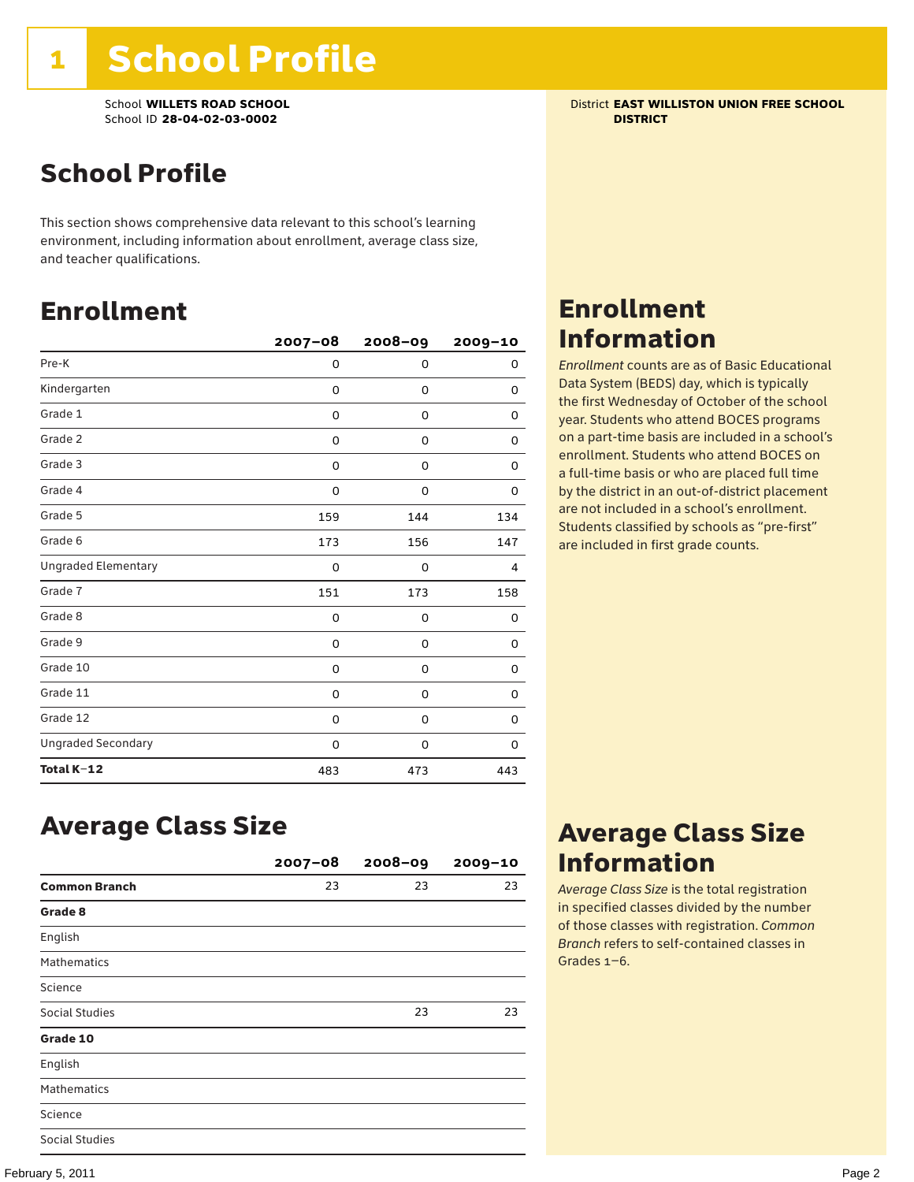# 1 School Profile

School **WILLETS ROAD SCHOOL**
School ID **28-04-02-03-0002**

District **EAST WILLISTON UNION FREE SCHOOL DISTRICT**

## School Profile

This section shows comprehensive data relevant to this school's learning environment, including information about enrollment, average class size, and teacher qualifications.

## Enrollment

| | 2007–08 | 2008–09 | 2009–10 |
|---|---|---|---|
| Pre-K | 0 | 0 | 0 |
| Kindergarten | 0 | 0 | 0 |
| Grade 1 | 0 | 0 | 0 |
| Grade 2 | 0 | 0 | 0 |
| Grade 3 | 0 | 0 | 0 |
| Grade 4 | 0 | 0 | 0 |
| Grade 5 | 159 | 144 | 134 |
| Grade 6 | 173 | 156 | 147 |
| Ungraded Elementary | 0 | 0 | 4 |
| Grade 7 | 151 | 173 | 158 |
| Grade 8 | 0 | 0 | 0 |
| Grade 9 | 0 | 0 | 0 |
| Grade 10 | 0 | 0 | 0 |
| Grade 11 | 0 | 0 | 0 |
| Grade 12 | 0 | 0 | 0 |
| Ungraded Secondary | 0 | 0 | 0 |
| **Total K–12** | 483 | 473 | 443 |

## Enrollment Information

*Enrollment* counts are as of Basic Educational Data System (BEDS) day, which is typically the first Wednesday of October of the school year. Students who attend BOCES programs on a part-time basis are included in a school's enrollment. Students who attend BOCES on a full-time basis or who are placed full time by the district in an out-of-district placement are not included in a school's enrollment. Students classified by schools as "pre-first" are included in first grade counts.

## Average Class Size

| | 2007–08 | 2008–09 | 2009–10 |
|---|---|---|---|
| **Common Branch** | 23 | 23 | 23 |
| **Grade 8** | | | |
| English | | | |
| Mathematics | | | |
| Science | | | |
| Social Studies | | 23 | 23 |
| **Grade 10** | | | |
| English | | | |
| Mathematics | | | |
| Science | | | |
| Social Studies | | | |

## Average Class Size Information

*Average Class Size* is the total registration in specified classes divided by the number of those classes with registration. *Common Branch* refers to self-contained classes in Grades 1–6.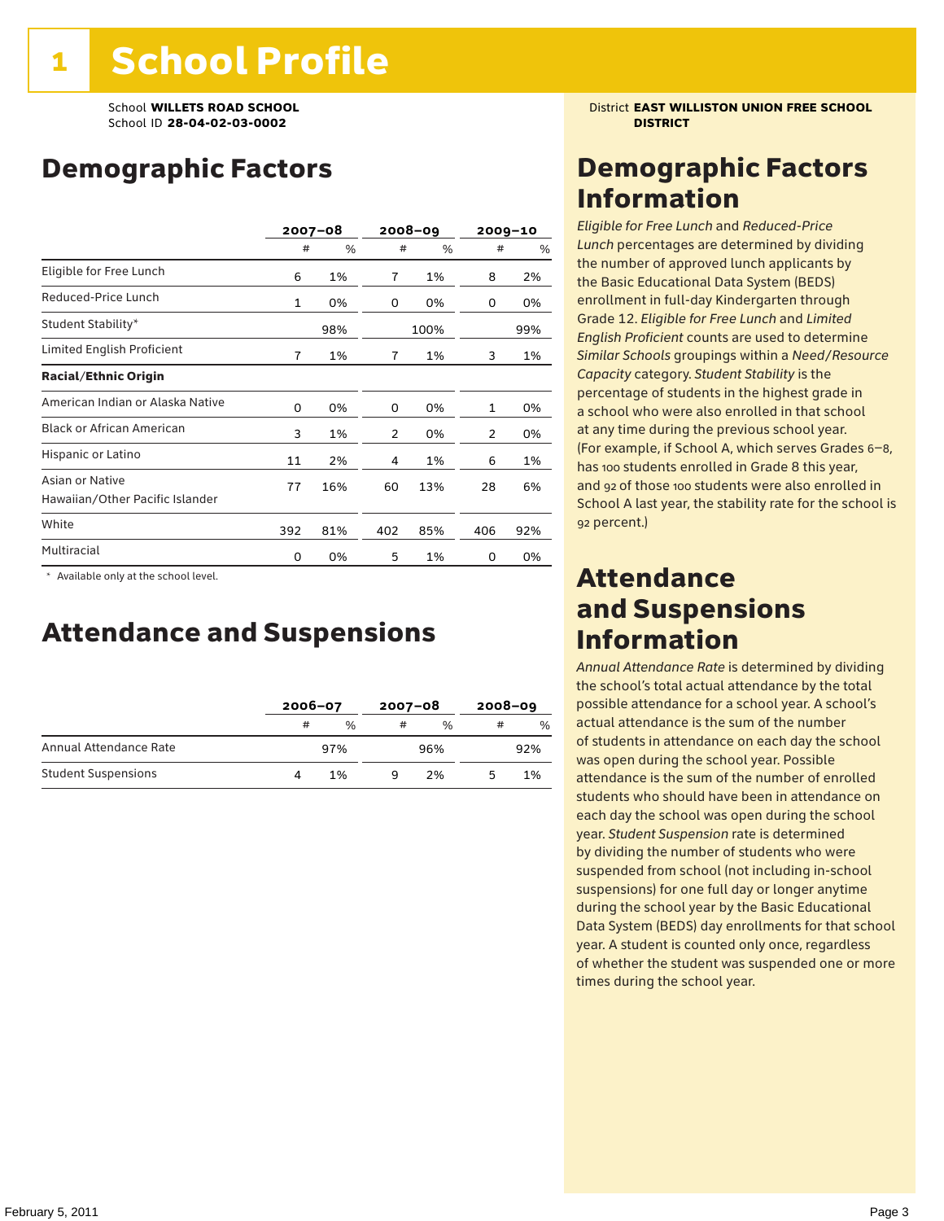# 1 School Profile

School **WILLETS ROAD SCHOOL**
School ID **28-04-02-03-0002**

District **EAST WILLISTON UNION FREE SCHOOL DISTRICT**

## Demographic Factors

| | 2007–08 | | 2008–09 | | 2009–10 | |
|---|---|---|---|---|---|---|
| | # | % | # | % | # | % |
| Eligible for Free Lunch | 6 | 1% | 7 | 1% | 8 | 2% |
| Reduced-Price Lunch | 1 | 0% | 0 | 0% | 0 | 0% |
| Student Stability* | | 98% | | 100% | | 99% |
| Limited English Proficient | 7 | 1% | 7 | 1% | 3 | 1% |
| **Racial/Ethnic Origin** | | | | | | |
| American Indian or Alaska Native | 0 | 0% | 0 | 0% | 1 | 0% |
| Black or African American | 3 | 1% | 2 | 0% | 2 | 0% |
| Hispanic or Latino | 11 | 2% | 4 | 1% | 6 | 1% |
| Asian or Native Hawaiian/Other Pacific Islander | 77 | 16% | 60 | 13% | 28 | 6% |
| White | 392 | 81% | 402 | 85% | 406 | 92% |
| Multiracial | 0 | 0% | 5 | 1% | 0 | 0% |

\* Available only at the school level.

## Attendance and Suspensions

| | 2006–07 | | 2007–08 | | 2008–09 | |
|---|---|---|---|---|---|---|
| | # | % | # | % | # | % |
| Annual Attendance Rate | | 97% | | 96% | | 92% |
| Student Suspensions | 4 | 1% | 9 | 2% | 5 | 1% |

## Demographic Factors Information

*Eligible for Free Lunch* and *Reduced-Price Lunch* percentages are determined by dividing the number of approved lunch applicants by the Basic Educational Data System (BEDS) enrollment in full-day Kindergarten through Grade 12. *Eligible for Free Lunch* and *Limited English Proficient* counts are used to determine *Similar Schools* groupings within a *Need/Resource Capacity* category. *Student Stability* is the percentage of students in the highest grade in a school who were also enrolled in that school at any time during the previous school year. (For example, if School A, which serves Grades 6–8, has 100 students enrolled in Grade 8 this year, and 92 of those 100 students were also enrolled in School A last year, the stability rate for the school is 92 percent.)

## Attendance and Suspensions Information

*Annual Attendance Rate* is determined by dividing the school's total actual attendance by the total possible attendance for a school year. A school's actual attendance is the sum of the number of students in attendance on each day the school was open during the school year. Possible attendance is the sum of the number of enrolled students who should have been in attendance on each day the school was open during the school year. *Student Suspension* rate is determined by dividing the number of students who were suspended from school (not including in-school suspensions) for one full day or longer anytime during the school year by the Basic Educational Data System (BEDS) day enrollments for that school year. A student is counted only once, regardless of whether the student was suspended one or more times during the school year.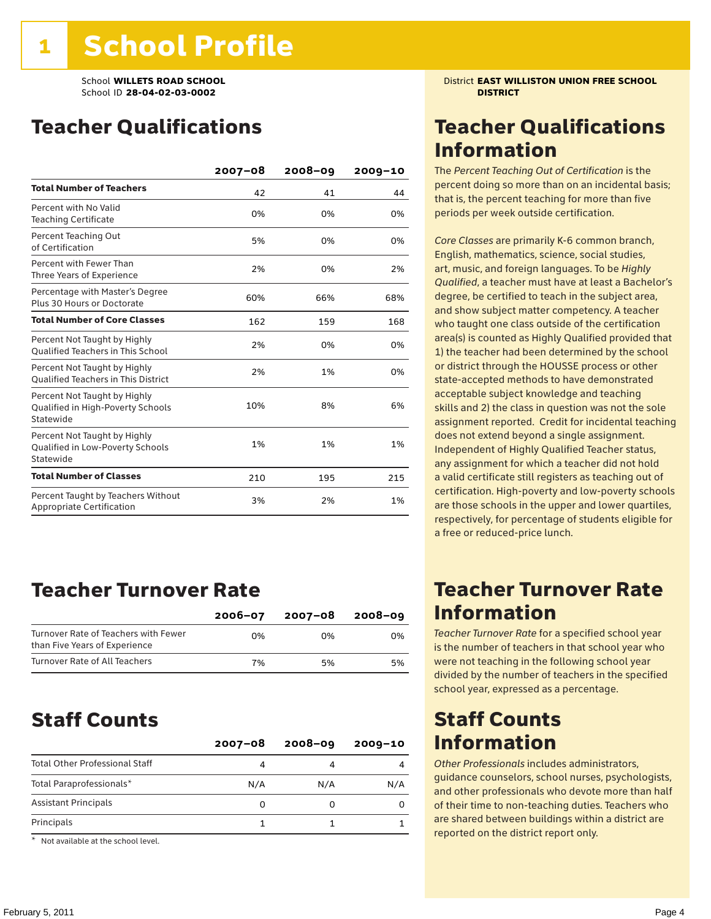# 1 School Profile

School **WILLETS ROAD SCHOOL**
School ID **28-04-02-03-0002**

District **EAST WILLISTON UNION FREE SCHOOL DISTRICT**

## Teacher Qualifications

| | 2007–08 | 2008–09 | 2009–10 |
|---|---|---|---|
| **Total Number of Teachers** | 42 | 41 | 44 |
| Percent with No Valid Teaching Certificate | 0% | 0% | 0% |
| Percent Teaching Out of Certification | 5% | 0% | 0% |
| Percent with Fewer Than Three Years of Experience | 2% | 0% | 2% |
| Percentage with Master's Degree Plus 30 Hours or Doctorate | 60% | 66% | 68% |
| **Total Number of Core Classes** | 162 | 159 | 168 |
| Percent Not Taught by Highly Qualified Teachers in This School | 2% | 0% | 0% |
| Percent Not Taught by Highly Qualified Teachers in This District | 2% | 1% | 0% |
| Percent Not Taught by Highly Qualified in High-Poverty Schools Statewide | 10% | 8% | 6% |
| Percent Not Taught by Highly Qualified in Low-Poverty Schools Statewide | 1% | 1% | 1% |
| **Total Number of Classes** | 210 | 195 | 215 |
| Percent Taught by Teachers Without Appropriate Certification | 3% | 2% | 1% |

## Teacher Qualifications Information

The *Percent Teaching Out of Certification* is the percent doing so more than on an incidental basis; that is, the percent teaching for more than five periods per week outside certification.

*Core Classes* are primarily K-6 common branch, English, mathematics, science, social studies, art, music, and foreign languages. To be *Highly Qualified*, a teacher must have at least a Bachelor's degree, be certified to teach in the subject area, and show subject matter competency. A teacher who taught one class outside of the certification area(s) is counted as Highly Qualified provided that 1) the teacher had been determined by the school or district through the HOUSSE process or other state-accepted methods to have demonstrated acceptable subject knowledge and teaching skills and 2) the class in question was not the sole assignment reported. Credit for incidental teaching does not extend beyond a single assignment. Independent of Highly Qualified Teacher status, any assignment for which a teacher did not hold a valid certificate still registers as teaching out of certification. High-poverty and low-poverty schools are those schools in the upper and lower quartiles, respectively, for percentage of students eligible for a free or reduced-price lunch.

## Teacher Turnover Rate

| | 2006–07 | 2007–08 | 2008–09 |
|---|---|---|---|
| Turnover Rate of Teachers with Fewer than Five Years of Experience | 0% | 0% | 0% |
| Turnover Rate of All Teachers | 7% | 5% | 5% |

## Teacher Turnover Rate Information

*Teacher Turnover Rate* for a specified school year is the number of teachers in that school year who were not teaching in the following school year divided by the number of teachers in the specified school year, expressed as a percentage.

## Staff Counts

| | 2007–08 | 2008–09 | 2009–10 |
|---|---|---|---|
| Total Other Professional Staff | 4 | 4 | 4 |
| Total Paraprofessionals* | N/A | N/A | N/A |
| Assistant Principals | 0 | 0 | 0 |
| Principals | 1 | 1 | 1 |

\* Not available at the school level.

## Staff Counts Information

*Other Professionals* includes administrators, guidance counselors, school nurses, psychologists, and other professionals who devote more than half of their time to non-teaching duties. Teachers who are shared between buildings within a district are reported on the district report only.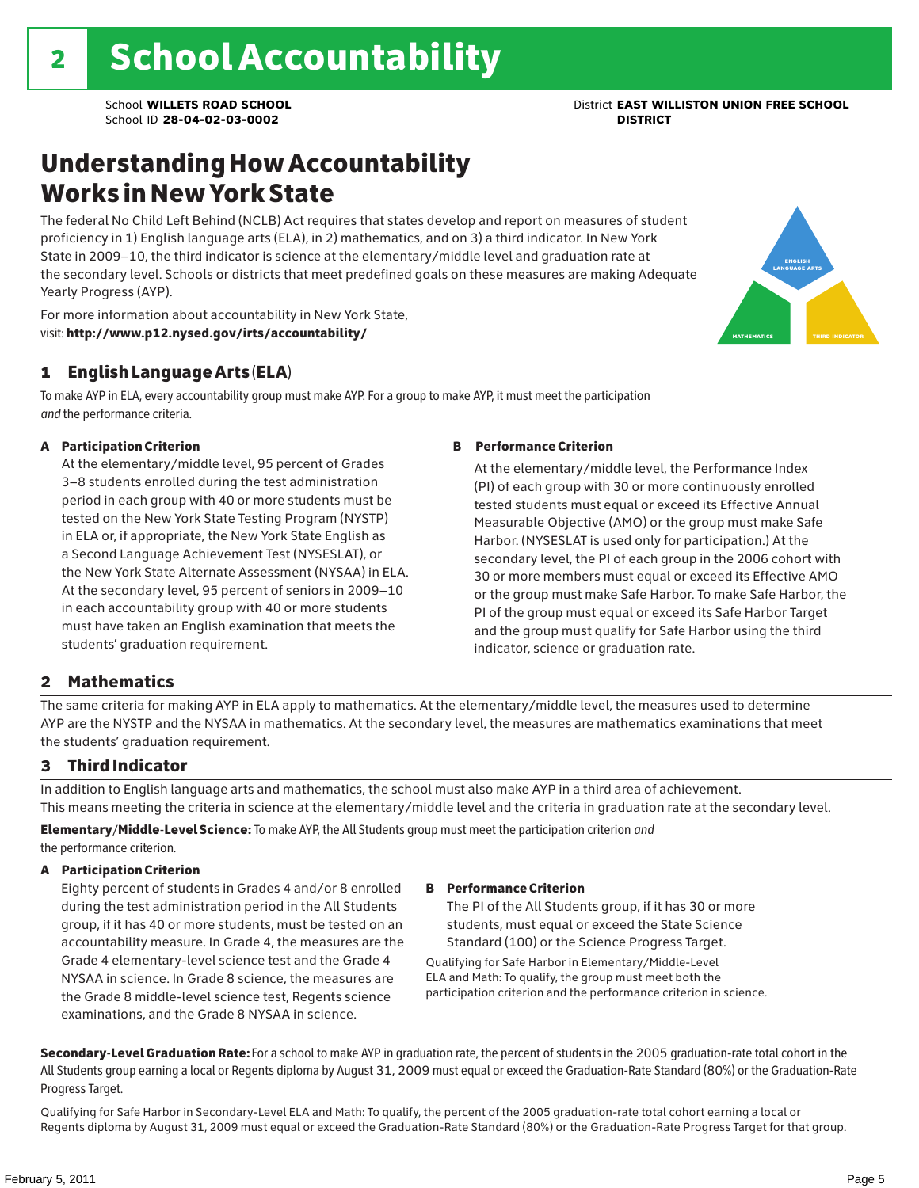# 2 School Accountability

School **WILLETS ROAD SCHOOL**
School ID **28-04-02-03-0002**

District **EAST WILLISTON UNION FREE SCHOOL DISTRICT**

## Understanding How Accountability Works in New York State

The federal No Child Left Behind (NCLB) Act requires that states develop and report on measures of student proficiency in 1) English language arts (ELA), in 2) mathematics, and on 3) a third indicator. In New York State in 2009–10, the third indicator is science at the elementary/middle level and graduation rate at the secondary level. Schools or districts that meet predefined goals on these measures are making Adequate Yearly Progress (AYP).

For more information about accountability in New York State, visit: **http://www.p12.nysed.gov/irts/accountability/**

ENGLISH LANGUAGE ARTS

MATHEMATICS

THIRD INDICATOR

### 1 English Language Arts (ELA)

To make AYP in ELA, every accountability group must make AYP. For a group to make AYP, it must meet the participation *and* the performance criteria.

**A Participation Criterion**

At the elementary/middle level, 95 percent of Grades 3–8 students enrolled during the test administration period in each group with 40 or more students must be tested on the New York State Testing Program (NYSTP) in ELA or, if appropriate, the New York State English as a Second Language Achievement Test (NYSESLAT), or the New York State Alternate Assessment (NYSAA) in ELA. At the secondary level, 95 percent of seniors in 2009–10 in each accountability group with 40 or more students must have taken an English examination that meets the students' graduation requirement.

**B Performance Criterion**

At the elementary/middle level, the Performance Index (PI) of each group with 30 or more continuously enrolled tested students must equal or exceed its Effective Annual Measurable Objective (AMO) or the group must make Safe Harbor. (NYSESLAT is used only for participation.) At the secondary level, the PI of each group in the 2006 cohort with 30 or more members must equal or exceed its Effective AMO or the group must make Safe Harbor. To make Safe Harbor, the PI of the group must equal or exceed its Safe Harbor Target and the group must qualify for Safe Harbor using the third indicator, science or graduation rate.

### 2 Mathematics

The same criteria for making AYP in ELA apply to mathematics. At the elementary/middle level, the measures used to determine AYP are the NYSTP and the NYSAA in mathematics. At the secondary level, the measures are mathematics examinations that meet the students' graduation requirement.

### 3 Third Indicator

In addition to English language arts and mathematics, the school must also make AYP in a third area of achievement. This means meeting the criteria in science at the elementary/middle level and the criteria in graduation rate at the secondary level.

**Elementary/Middle-Level Science:** To make AYP, the All Students group must meet the participation criterion *and* the performance criterion.

**A Participation Criterion**

Eighty percent of students in Grades 4 and/or 8 enrolled during the test administration period in the All Students group, if it has 40 or more students, must be tested on an accountability measure. In Grade 4, the measures are the Grade 4 elementary-level science test and the Grade 4 NYSAA in science. In Grade 8 science, the measures are the Grade 8 middle-level science test, Regents science examinations, and the Grade 8 NYSAA in science.

**B Performance Criterion**

The PI of the All Students group, if it has 30 or more students, must equal or exceed the State Science Standard (100) or the Science Progress Target.

Qualifying for Safe Harbor in Elementary/Middle-Level ELA and Math: To qualify, the group must meet both the participation criterion and the performance criterion in science.

**Secondary-Level Graduation Rate:** For a school to make AYP in graduation rate, the percent of students in the 2005 graduation-rate total cohort in the All Students group earning a local or Regents diploma by August 31, 2009 must equal or exceed the Graduation-Rate Standard (80%) or the Graduation-Rate Progress Target.

Qualifying for Safe Harbor in Secondary-Level ELA and Math: To qualify, the percent of the 2005 graduation-rate total cohort earning a local or Regents diploma by August 31, 2009 must equal or exceed the Graduation-Rate Standard (80%) or the Graduation-Rate Progress Target for that group.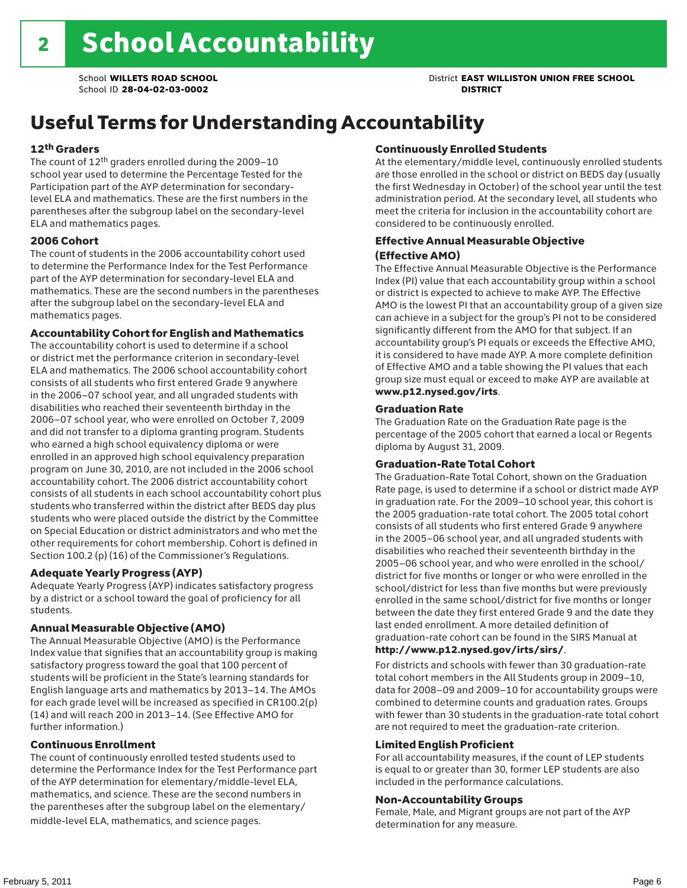# 2 School Accountability

School **WILLETS ROAD SCHOOL**
School ID **28-04-02-03-0002**

District **EAST WILLISTON UNION FREE SCHOOL DISTRICT**

## Useful Terms for Understanding Accountability

### 12th Graders

The count of 12th graders enrolled during the 2009–10 school year used to determine the Percentage Tested for the Participation part of the AYP determination for secondary-level ELA and mathematics. These are the first numbers in the parentheses after the subgroup label on the secondary-level ELA and mathematics pages.

### 2006 Cohort

The count of students in the 2006 accountability cohort used to determine the Performance Index for the Test Performance part of the AYP determination for secondary-level ELA and mathematics. These are the second numbers in the parentheses after the subgroup label on the secondary-level ELA and mathematics pages.

### Accountability Cohort for English and Mathematics

The accountability cohort is used to determine if a school or district met the performance criterion in secondary-level ELA and mathematics. The 2006 school accountability cohort consists of all students who first entered Grade 9 anywhere in the 2006–07 school year, and all ungraded students with disabilities who reached their seventeenth birthday in the 2006–07 school year, who were enrolled on October 7, 2009 and did not transfer to a diploma granting program. Students who earned a high school equivalency diploma or were enrolled in an approved high school equivalency preparation program on June 30, 2010, are not included in the 2006 school accountability cohort. The 2006 district accountability cohort consists of all students in each school accountability cohort plus students who transferred within the district after BEDS day plus students who were placed outside the district by the Committee on Special Education or district administrators and who met the other requirements for cohort membership. Cohort is defined in Section 100.2 (p) (16) of the Commissioner's Regulations.

### Adequate Yearly Progress (AYP)

Adequate Yearly Progress (AYP) indicates satisfactory progress by a district or a school toward the goal of proficiency for all students.

### Annual Measurable Objective (AMO)

The Annual Measurable Objective (AMO) is the Performance Index value that signifies that an accountability group is making satisfactory progress toward the goal that 100 percent of students will be proficient in the State's learning standards for English language arts and mathematics by 2013–14. The AMOs for each grade level will be increased as specified in CR100.2(p)(14) and will reach 200 in 2013–14. (See Effective AMO for further information.)

### Continuous Enrollment

The count of continuously enrolled tested students used to determine the Performance Index for the Test Performance part of the AYP determination for elementary/middle-level ELA, mathematics, and science. These are the second numbers in the parentheses after the subgroup label on the elementary/middle-level ELA, mathematics, and science pages.

### Continuously Enrolled Students

At the elementary/middle level, continuously enrolled students are those enrolled in the school or district on BEDS day (usually the first Wednesday in October) of the school year until the test administration period. At the secondary level, all students who meet the criteria for inclusion in the accountability cohort are considered to be continuously enrolled.

### Effective Annual Measurable Objective (Effective AMO)

The Effective Annual Measurable Objective is the Performance Index (PI) value that each accountability group within a school or district is expected to achieve to make AYP. The Effective AMO is the lowest PI that an accountability group of a given size can achieve in a subject for the group's PI not to be considered significantly different from the AMO for that subject. If an accountability group's PI equals or exceeds the Effective AMO, it is considered to have made AYP. A more complete definition of Effective AMO and a table showing the PI values that each group size must equal or exceed to make AYP are available at **www.p12.nysed.gov/irts**.

### Graduation Rate

The Graduation Rate on the Graduation Rate page is the percentage of the 2005 cohort that earned a local or Regents diploma by August 31, 2009.

### Graduation-Rate Total Cohort

The Graduation-Rate Total Cohort, shown on the Graduation Rate page, is used to determine if a school or district made AYP in graduation rate. For the 2009–10 school year, this cohort is the 2005 graduation-rate total cohort. The 2005 total cohort consists of all students who first entered Grade 9 anywhere in the 2005–06 school year, and all ungraded students with disabilities who reached their seventeenth birthday in the 2005–06 school year, and who were enrolled in the school/district for five months or longer or who were enrolled in the school/district for less than five months but were previously enrolled in the same school/district for five months or longer between the date they first entered Grade 9 and the date they last ended enrollment. A more detailed definition of graduation-rate cohort can be found in the SIRS Manual at **http://www.p12.nysed.gov/irts/sirs/**.

For districts and schools with fewer than 30 graduation-rate total cohort members in the All Students group in 2009–10, data for 2008–09 and 2009–10 for accountability groups were combined to determine counts and graduation rates. Groups with fewer than 30 students in the graduation-rate total cohort are not required to meet the graduation-rate criterion.

### Limited English Proficient

For all accountability measures, if the count of LEP students is equal to or greater than 30, former LEP students are also included in the performance calculations.

### Non-Accountability Groups

Female, Male, and Migrant groups are not part of the AYP determination for any measure.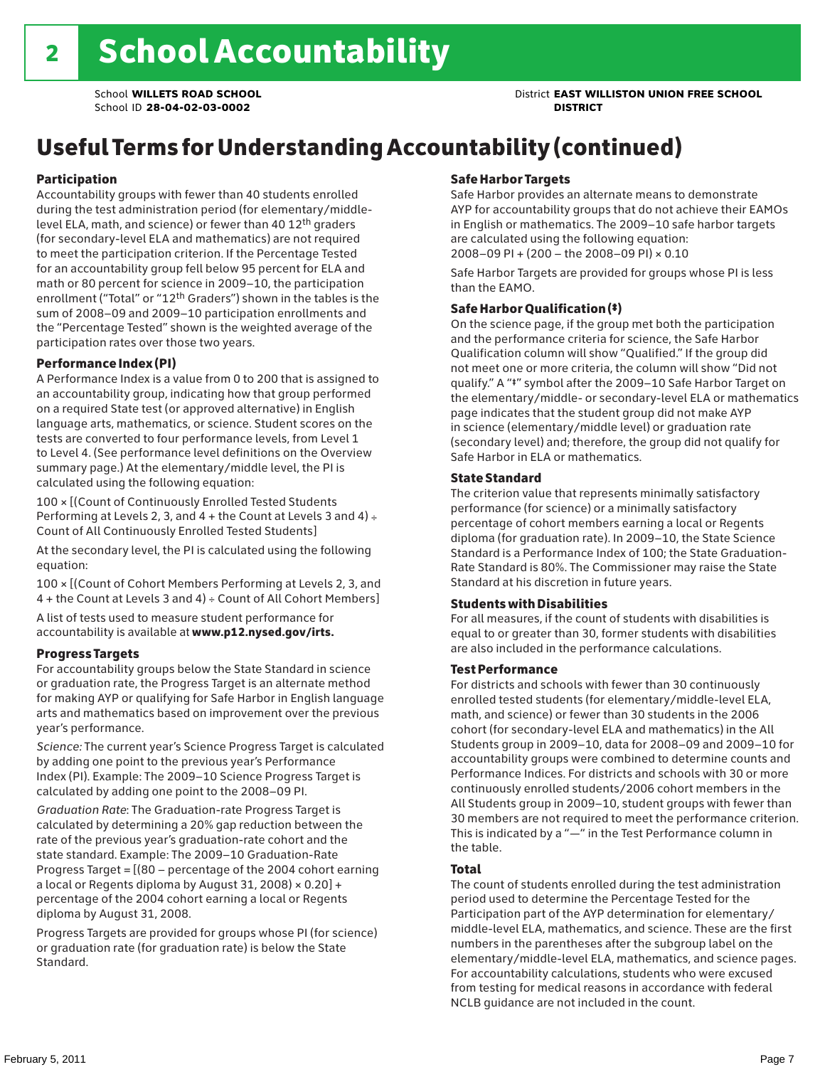# 2 School Accountability

School **WILLETS ROAD SCHOOL**
School ID **28-04-02-03-0002**

District **EAST WILLISTON UNION FREE SCHOOL DISTRICT**

## Useful Terms for Understanding Accountability (continued)

### Participation

Accountability groups with fewer than 40 students enrolled during the test administration period (for elementary/middle-level ELA, math, and science) or fewer than 40 12th graders (for secondary-level ELA and mathematics) are not required to meet the participation criterion. If the Percentage Tested for an accountability group fell below 95 percent for ELA and math or 80 percent for science in 2009–10, the participation enrollment ("Total" or "12th Graders") shown in the tables is the sum of 2008–09 and 2009–10 participation enrollments and the "Percentage Tested" shown is the weighted average of the participation rates over those two years.

### Performance Index (PI)

A Performance Index is a value from 0 to 200 that is assigned to an accountability group, indicating how that group performed on a required State test (or approved alternative) in English language arts, mathematics, or science. Student scores on the tests are converted to four performance levels, from Level 1 to Level 4. (See performance level definitions on the Overview summary page.) At the elementary/middle level, the PI is calculated using the following equation:

100 × [(Count of Continuously Enrolled Tested Students Performing at Levels 2, 3, and 4 + the Count at Levels 3 and 4) ÷ Count of All Continuously Enrolled Tested Students]

At the secondary level, the PI is calculated using the following equation:

100 × [(Count of Cohort Members Performing at Levels 2, 3, and 4 + the Count at Levels 3 and 4) ÷ Count of All Cohort Members]

A list of tests used to measure student performance for accountability is available at **www.p12.nysed.gov/irts.**

### Progress Targets

For accountability groups below the State Standard in science or graduation rate, the Progress Target is an alternate method for making AYP or qualifying for Safe Harbor in English language arts and mathematics based on improvement over the previous year's performance.

*Science:* The current year's Science Progress Target is calculated by adding one point to the previous year's Performance Index (PI). Example: The 2009–10 Science Progress Target is calculated by adding one point to the 2008–09 PI.

*Graduation Rate*: The Graduation-rate Progress Target is calculated by determining a 20% gap reduction between the rate of the previous year's graduation-rate cohort and the state standard. Example: The 2009–10 Graduation-Rate Progress Target = [(80 – percentage of the 2004 cohort earning a local or Regents diploma by August 31, 2008) × 0.20] + percentage of the 2004 cohort earning a local or Regents diploma by August 31, 2008.

Progress Targets are provided for groups whose PI (for science) or graduation rate (for graduation rate) is below the State Standard.

### Safe Harbor Targets

Safe Harbor provides an alternate means to demonstrate AYP for accountability groups that do not achieve their EAMOs in English or mathematics. The 2009–10 safe harbor targets are calculated using the following equation:
2008–09 PI + (200 – the 2008–09 PI) × 0.10

Safe Harbor Targets are provided for groups whose PI is less than the EAMO.

### Safe Harbor Qualification (‡)

On the science page, if the group met both the participation and the performance criteria for science, the Safe Harbor Qualification column will show "Qualified." If the group did not meet one or more criteria, the column will show "Did not qualify." A "‡" symbol after the 2009–10 Safe Harbor Target on the elementary/middle- or secondary-level ELA or mathematics page indicates that the student group did not make AYP in science (elementary/middle level) or graduation rate (secondary level) and; therefore, the group did not qualify for Safe Harbor in ELA or mathematics.

### State Standard

The criterion value that represents minimally satisfactory performance (for science) or a minimally satisfactory percentage of cohort members earning a local or Regents diploma (for graduation rate). In 2009–10, the State Science Standard is a Performance Index of 100; the State Graduation-Rate Standard is 80%. The Commissioner may raise the State Standard at his discretion in future years.

### Students with Disabilities

For all measures, if the count of students with disabilities is equal to or greater than 30, former students with disabilities are also included in the performance calculations.

### Test Performance

For districts and schools with fewer than 30 continuously enrolled tested students (for elementary/middle-level ELA, math, and science) or fewer than 30 students in the 2006 cohort (for secondary-level ELA and mathematics) in the All Students group in 2009–10, data for 2008–09 and 2009–10 for accountability groups were combined to determine counts and Performance Indices. For districts and schools with 30 or more continuously enrolled students/2006 cohort members in the All Students group in 2009–10, student groups with fewer than 30 members are not required to meet the performance criterion. This is indicated by a "—" in the Test Performance column in the table.

### Total

The count of students enrolled during the test administration period used to determine the Percentage Tested for the Participation part of the AYP determination for elementary/middle-level ELA, mathematics, and science. These are the first numbers in the parentheses after the subgroup label on the elementary/middle-level ELA, mathematics, and science pages. For accountability calculations, students who were excused from testing for medical reasons in accordance with federal NCLB guidance are not included in the count.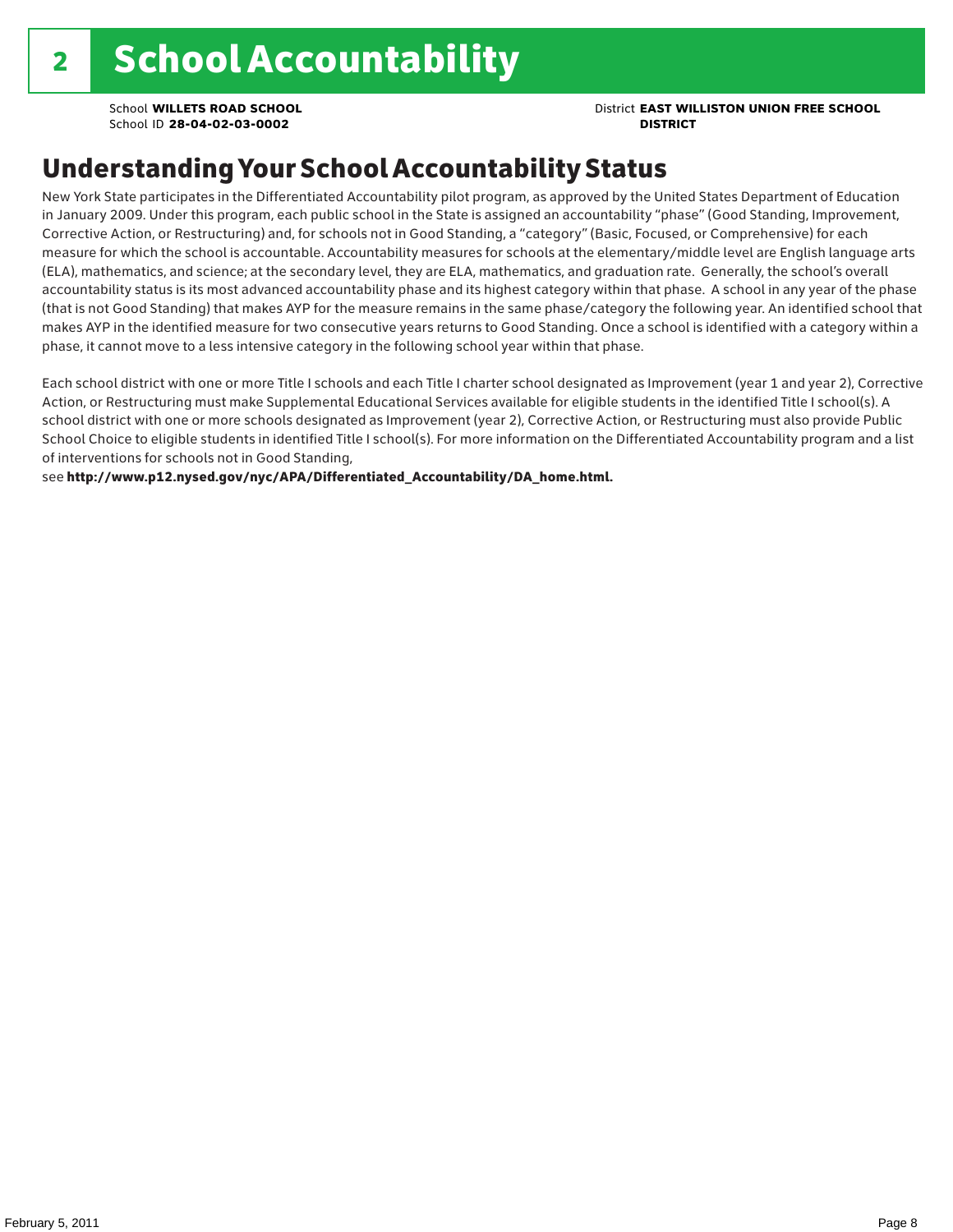# 2 School Accountability

School **WILLETS ROAD SCHOOL**
School ID **28-04-02-03-0002**

District **EAST WILLISTON UNION FREE SCHOOL DISTRICT**

## Understanding Your School Accountability Status

New York State participates in the Differentiated Accountability pilot program, as approved by the United States Department of Education in January 2009. Under this program, each public school in the State is assigned an accountability "phase" (Good Standing, Improvement, Corrective Action, or Restructuring) and, for schools not in Good Standing, a "category" (Basic, Focused, or Comprehensive) for each measure for which the school is accountable. Accountability measures for schools at the elementary/middle level are English language arts (ELA), mathematics, and science; at the secondary level, they are ELA, mathematics, and graduation rate. Generally, the school's overall accountability status is its most advanced accountability phase and its highest category within that phase. A school in any year of the phase (that is not Good Standing) that makes AYP for the measure remains in the same phase/category the following year. An identified school that makes AYP in the identified measure for two consecutive years returns to Good Standing. Once a school is identified with a category within a phase, it cannot move to a less intensive category in the following school year within that phase.

Each school district with one or more Title I schools and each Title I charter school designated as Improvement (year 1 and year 2), Corrective Action, or Restructuring must make Supplemental Educational Services available for eligible students in the identified Title I school(s). A school district with one or more schools designated as Improvement (year 2), Corrective Action, or Restructuring must also provide Public School Choice to eligible students in identified Title I school(s). For more information on the Differentiated Accountability program and a list of interventions for schools not in Good Standing,
see **http://www.p12.nysed.gov/nyc/APA/Differentiated_Accountability/DA_home.html.**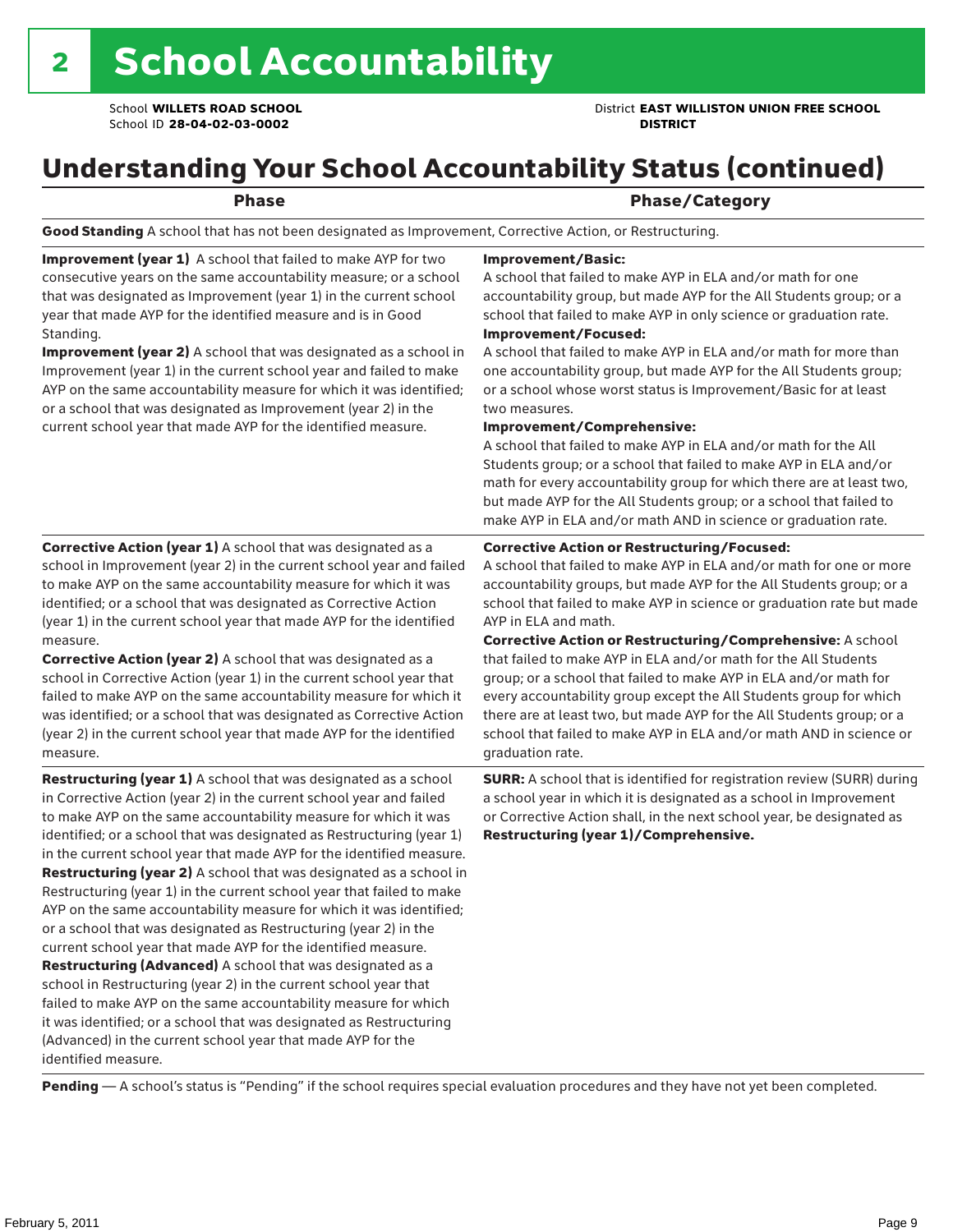# 2 School Accountability

School **WILLETS ROAD SCHOOL**
School ID **28-04-02-03-0002**

District **EAST WILLISTON UNION FREE SCHOOL DISTRICT**

## Understanding Your School Accountability Status (continued)

| Phase | Phase/Category |
|---|---|
| **Good Standing** A school that has not been designated as Improvement, Corrective Action, or Restructuring. | |
| **Improvement (year 1)** A school that failed to make AYP for two consecutive years on the same accountability measure; or a school that was designated as Improvement (year 1) in the current school year that made AYP for the identified measure and is in Good Standing.<br>**Improvement (year 2)** A school that was designated as a school in Improvement (year 1) in the current school year and failed to make AYP on the same accountability measure for which it was identified; or a school that was designated as Improvement (year 2) in the current school year that made AYP for the identified measure. | **Improvement/Basic:**<br>A school that failed to make AYP in ELA and/or math for one accountability group, but made AYP for the All Students group; or a school that failed to make AYP in only science or graduation rate.<br>**Improvement/Focused:**<br>A school that failed to make AYP in ELA and/or math for more than one accountability group, but made AYP for the All Students group; or a school whose worst status is Improvement/Basic for at least two measures.<br>**Improvement/Comprehensive:**<br>A school that failed to make AYP in ELA and/or math for the All Students group; or a school that failed to make AYP in ELA and/or math for every accountability group for which there are at least two, but made AYP for the All Students group; or a school that failed to make AYP in ELA and/or math AND in science or graduation rate. |
| **Corrective Action (year 1)** A school that was designated as a school in Improvement (year 2) in the current school year and failed to make AYP on the same accountability measure for which it was identified; or a school that was designated as Corrective Action (year 1) in the current school year that made AYP for the identified measure.<br>**Corrective Action (year 2)** A school that was designated as a school in Corrective Action (year 1) in the current school year that failed to make AYP on the same accountability measure for which it was identified; or a school that was designated as Corrective Action (year 2) in the current school year that made AYP for the identified measure. | **Corrective Action or Restructuring/Focused:**<br>A school that failed to make AYP in ELA and/or math for one or more accountability groups, but made AYP for the All Students group; or a school that failed to make AYP in science or graduation rate but made AYP in ELA and math.<br>**Corrective Action or Restructuring/Comprehensive:** A school that failed to make AYP in ELA and/or math for the All Students group; or a school that failed to make AYP in ELA and/or math for every accountability group except the All Students group for which there are at least two, but made AYP for the All Students group; or a school that failed to make AYP in ELA and/or math AND in science or graduation rate. |
| **Restructuring (year 1)** A school that was designated as a school in Corrective Action (year 2) in the current school year and failed to make AYP on the same accountability measure for which it was identified; or a school that was designated as Restructuring (year 1) in the current school year that made AYP for the identified measure.<br>**Restructuring (year 2)** A school that was designated as a school in Restructuring (year 1) in the current school year that failed to make AYP on the same accountability measure for which it was identified; or a school that was designated as Restructuring (year 2) in the current school year that made AYP for the identified measure.<br>**Restructuring (Advanced)** A school that was designated as a school in Restructuring (year 2) in the current school year that failed to make AYP on the same accountability measure for which it was identified; or a school that was designated as Restructuring (Advanced) in the current school year that made AYP for the identified measure. | **SURR:** A school that is identified for registration review (SURR) during a school year in which it is designated as a school in Improvement or Corrective Action shall, in the next school year, be designated as **Restructuring (year 1)/Comprehensive.** |
| **Pending** — A school's status is "Pending" if the school requires special evaluation procedures and they have not yet been completed. | |

February 5, 2011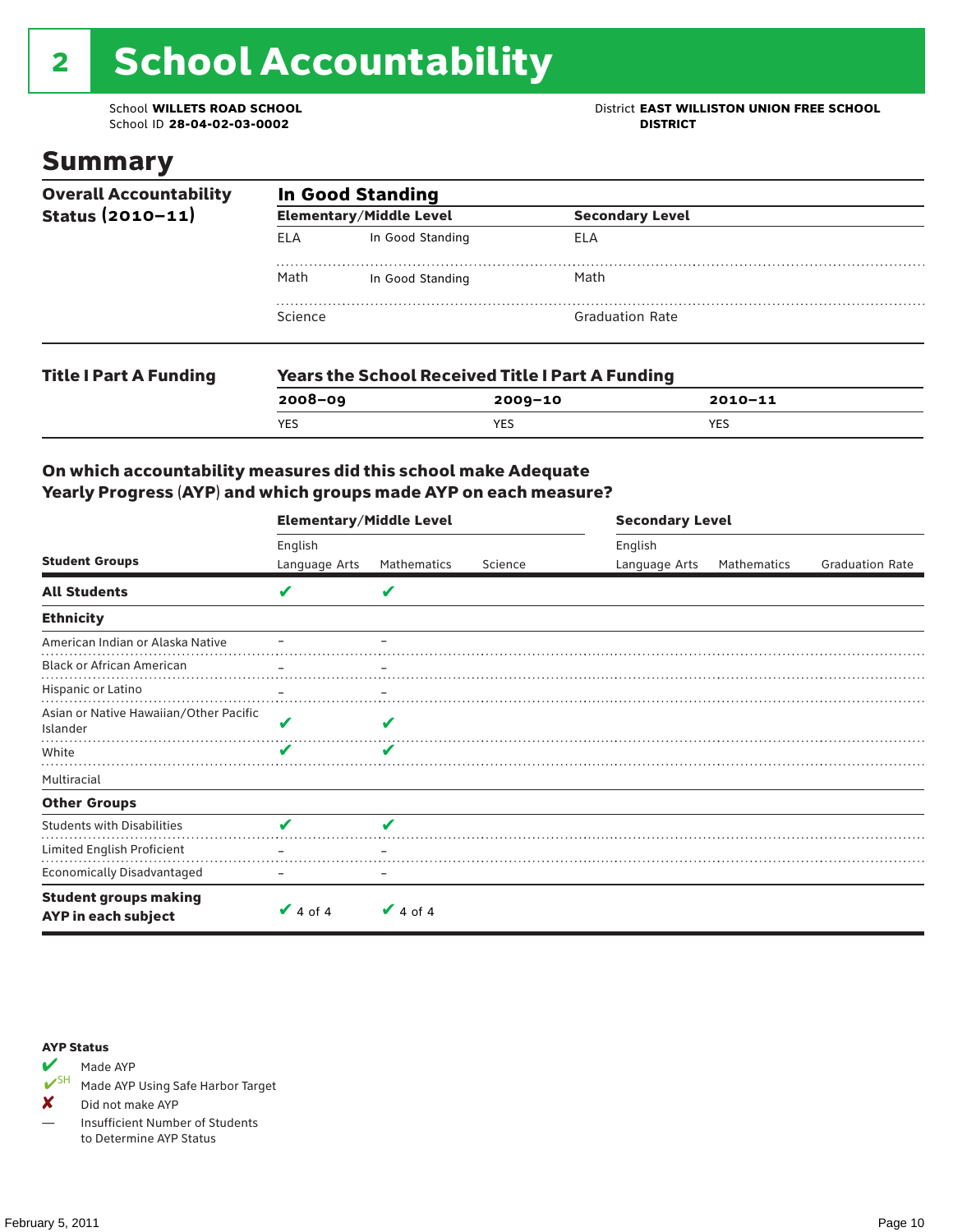# 2 School Accountability

School **WILLETS ROAD SCHOOL**
School ID **28-04-02-03-0002**

District **EAST WILLISTON UNION FREE SCHOOL DISTRICT**

## Summary

**Overall Accountability Status (2010–11)**

**In Good Standing**

| Elementary/Middle Level | | Secondary Level | |
|---|---|---|---|
| ELA | In Good Standing | ELA | |
| Math | In Good Standing | Math | |
| Science | | Graduation Rate | |

**Title I Part A Funding**

**Years the School Received Title I Part A Funding**

| 2008–09 | 2009–10 | 2010–11 |
|---|---|---|
| YES | YES | YES |

**On which accountability measures did this school make Adequate Yearly Progress (AYP) and which groups made AYP on each measure?**

| Student Groups | Elementary/Middle Level: English Language Arts | Elementary/Middle Level: Mathematics | Elementary/Middle Level: Science | Secondary Level: English Language Arts | Secondary Level: Mathematics | Secondary Level: Graduation Rate |
|---|---|---|---|---|---|---|
| **All Students** | ✔ | ✔ | | | | |
| **Ethnicity** | | | | | | |
| American Indian or Alaska Native | – | – | | | | |
| Black or African American | – | – | | | | |
| Hispanic or Latino | – | – | | | | |
| Asian or Native Hawaiian/Other Pacific Islander | ✔ | ✔ | | | | |
| White | ✔ | ✔ | | | | |
| Multiracial | | | | | | |
| **Other Groups** | | | | | | |
| Students with Disabilities | ✔ | ✔ | | | | |
| Limited English Proficient | – | – | | | | |
| Economically Disadvantaged | – | – | | | | |
| **Student groups making AYP in each subject** | ✔ 4 of 4 | ✔ 4 of 4 | | | | |

**AYP Status**

- ✔ Made AYP
- ✔SH Made AYP Using Safe Harbor Target
- ✘ Did not make AYP
- — Insufficient Number of Students to Determine AYP Status

February 5, 2011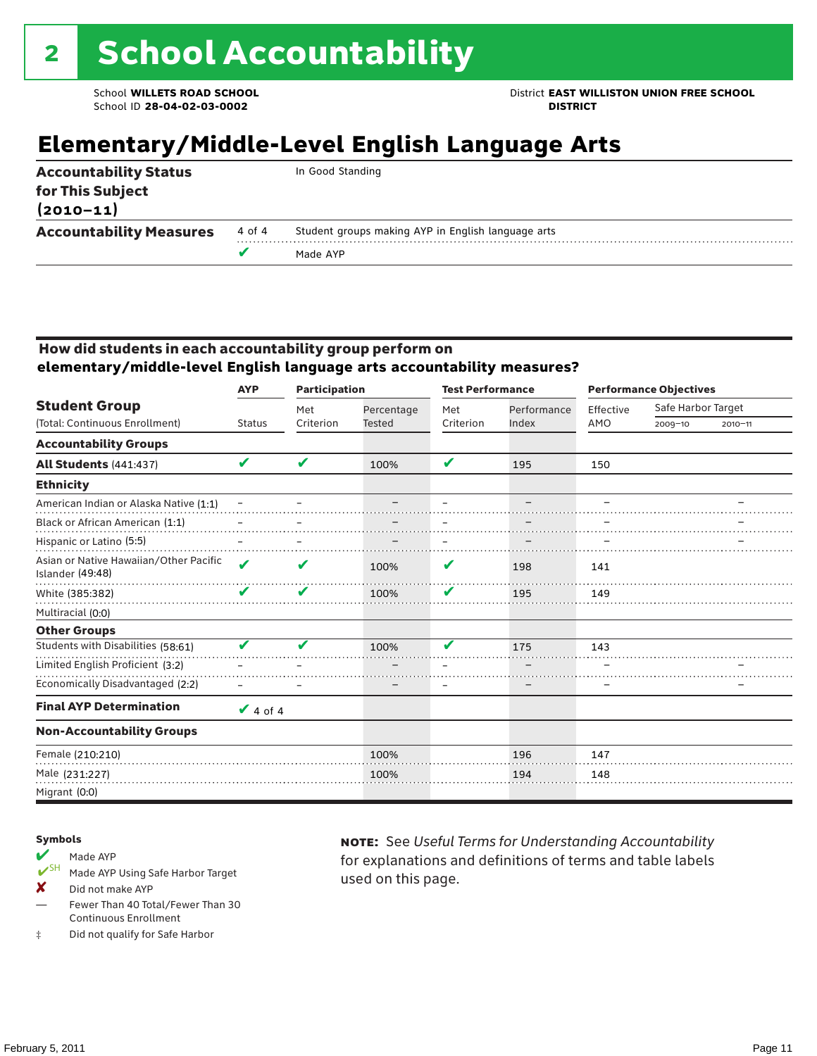# 2 School Accountability

School **WILLETS ROAD SCHOOL**
School ID **28-04-02-03-0002**

District **EAST WILLISTON UNION FREE SCHOOL DISTRICT**

## Elementary/Middle-Level English Language Arts

| | | |
|---|---|---|
| **Accountability Status for This Subject (2010–11)** | | In Good Standing |
| **Accountability Measures** | 4 of 4 | Student groups making AYP in English language arts |
| | ✔ | Made AYP |

### How did students in each accountability group perform on elementary/middle-level English language arts accountability measures?

| Student Group (Total: Continuous Enrollment) | AYP Status | Participation: Met Criterion | Participation: Percentage Tested | Test Performance: Met Criterion | Test Performance: Performance Index | Performance Objectives: Effective AMO | Safe Harbor Target 2009–10 | Safe Harbor Target 2010–11 |
|---|---|---|---|---|---|---|---|---|
| **Accountability Groups** | | | | | | | | |
| **All Students** (441:437) | ✔ | ✔ | 100% | ✔ | 195 | 150 | | |
| **Ethnicity** | | | | | | | | |
| American Indian or Alaska Native (1:1) | – | – | – | – | – | – | | – |
| Black or African American (1:1) | – | – | – | – | – | – | | – |
| Hispanic or Latino (5:5) | – | – | – | – | – | – | | – |
| Asian or Native Hawaiian/Other Pacific Islander (49:48) | ✔ | ✔ | 100% | ✔ | 198 | 141 | | |
| White (385:382) | ✔ | ✔ | 100% | ✔ | 195 | 149 | | |
| Multiracial (0:0) | | | | | | | | |
| **Other Groups** | | | | | | | | |
| Students with Disabilities (58:61) | ✔ | ✔ | 100% | ✔ | 175 | 143 | | |
| Limited English Proficient (3:2) | – | – | – | – | – | – | | – |
| Economically Disadvantaged (2:2) | – | – | – | – | – | – | | – |
| **Final AYP Determination** | ✔ 4 of 4 | | | | | | | |
| **Non-Accountability Groups** | | | | | | | | |
| Female (210:210) | | | 100% | | 196 | 147 | | |
| Male (231:227) | | | 100% | | 194 | 148 | | |
| Migrant (0:0) | | | | | | | | |

**Symbols**

- ✔ Made AYP
- ✔SH Made AYP Using Safe Harbor Target
- ✘ Did not make AYP
- — Fewer Than 40 Total/Fewer Than 30 Continuous Enrollment
- ‡ Did not qualify for Safe Harbor

**NOTE:** See *Useful Terms for Understanding Accountability* for explanations and definitions of terms and table labels used on this page.

February 5, 2011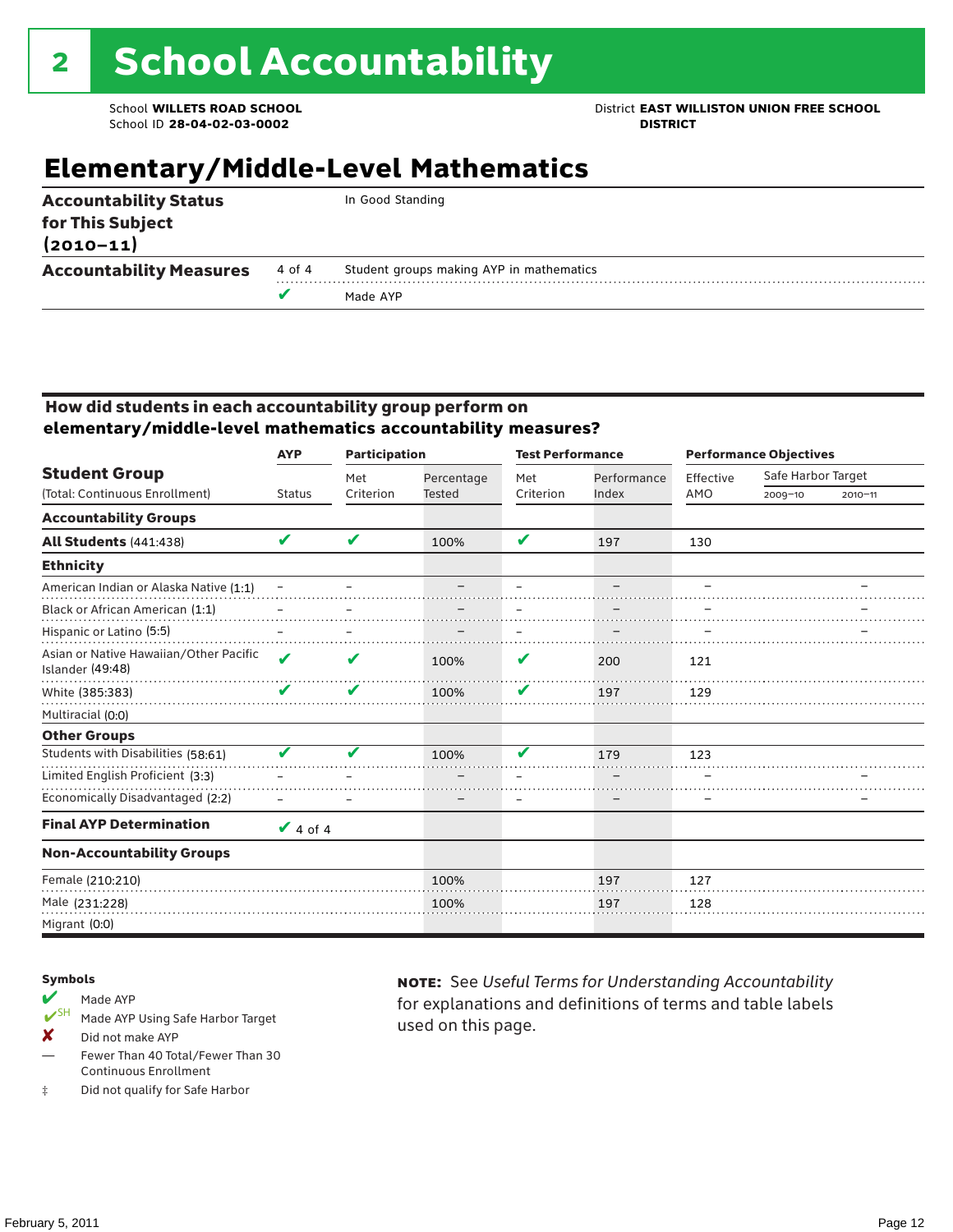# 2 School Accountability

School **WILLETS ROAD SCHOOL**
School ID **28-04-02-03-0002**

District **EAST WILLISTON UNION FREE SCHOOL DISTRICT**

## Elementary/Middle-Level Mathematics

| | | |
|---|---|---|
| **Accountability Status for This Subject (2010–11)** | | In Good Standing |
| **Accountability Measures** | 4 of 4 | Student groups making AYP in mathematics |
| | ✔ | Made AYP |

### How did students in each accountability group perform on elementary/middle-level mathematics accountability measures?

| Student Group (Total: Continuous Enrollment) | AYP Status | Participation: Met Criterion | Participation: Percentage Tested | Test Performance: Met Criterion | Test Performance: Performance Index | Performance Objectives: Effective AMO | Safe Harbor Target 2009–10 | Safe Harbor Target 2010–11 |
|---|---|---|---|---|---|---|---|---|
| **Accountability Groups** | | | | | | | | |
| **All Students** (441:438) | ✔ | ✔ | 100% | ✔ | 197 | 130 | | |
| **Ethnicity** | | | | | | | | |
| American Indian or Alaska Native (1:1) | – | – | – | – | – | – | | – |
| Black or African American (1:1) | – | – | – | – | – | – | | – |
| Hispanic or Latino (5:5) | – | – | – | – | – | – | | – |
| Asian or Native Hawaiian/Other Pacific Islander (49:48) | ✔ | ✔ | 100% | ✔ | 200 | 121 | | |
| White (385:383) | ✔ | ✔ | 100% | ✔ | 197 | 129 | | |
| Multiracial (0:0) | | | | | | | | |
| **Other Groups** | | | | | | | | |
| Students with Disabilities (58:61) | ✔ | ✔ | 100% | ✔ | 179 | 123 | | |
| Limited English Proficient (3:3) | – | – | – | – | – | – | | – |
| Economically Disadvantaged (2:2) | – | – | – | – | – | – | | – |
| **Final AYP Determination** | ✔ 4 of 4 | | | | | | | |
| **Non-Accountability Groups** | | | | | | | | |
| Female (210:210) | | | 100% | | 197 | 127 | | |
| Male (231:228) | | | 100% | | 197 | 128 | | |
| Migrant (0:0) | | | | | | | | |

**Symbols**

- ✔ Made AYP
- ✔SH Made AYP Using Safe Harbor Target
- ✘ Did not make AYP
- — Fewer Than 40 Total/Fewer Than 30 Continuous Enrollment
- ‡ Did not qualify for Safe Harbor

**NOTE:** See *Useful Terms for Understanding Accountability* for explanations and definitions of terms and table labels used on this page.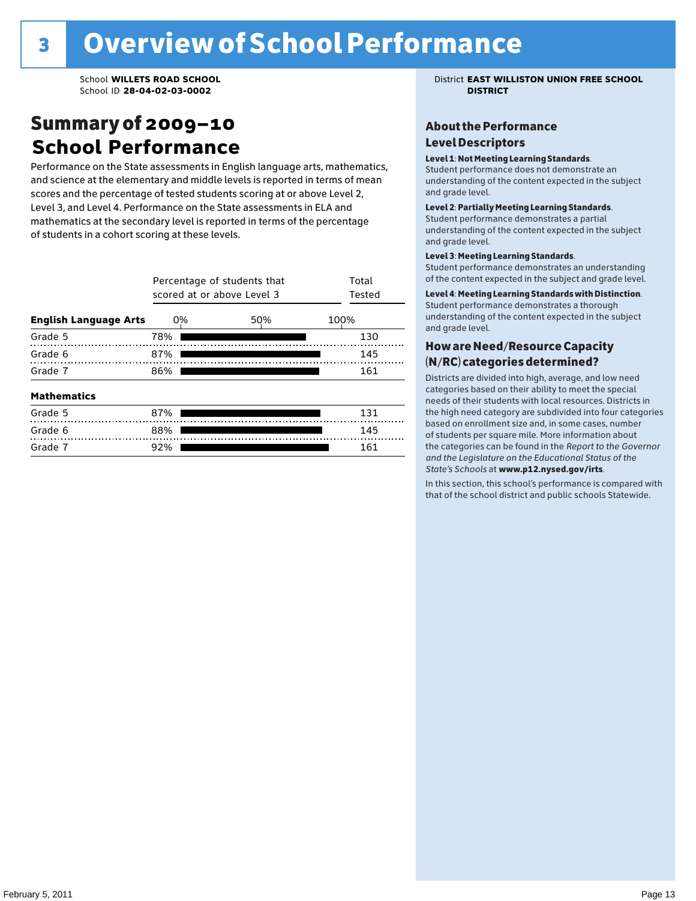# 3 Overview of School Performance

School **WILLETS ROAD SCHOOL**
School ID **28-04-02-03-0002**

District **EAST WILLISTON UNION FREE SCHOOL DISTRICT**

## Summary of 2009–10 School Performance

Performance on the State assessments in English language arts, mathematics, and science at the elementary and middle levels is reported in terms of mean scores and the percentage of tested students scoring at or above Level 2, Level 3, and Level 4. Performance on the State assessments in ELA and mathematics at the secondary level is reported in terms of the percentage of students in a cohort scoring at these levels.

| | Percentage of students that scored at or above Level 3 | Total Tested |
|---|---|---|
| **English Language Arts** | | |
| Grade 5 | 78% | 130 |
| Grade 6 | 87% | 145 |
| Grade 7 | 86% | 161 |
| **Mathematics** | | |
| Grade 5 | 87% | 131 |
| Grade 6 | 88% | 145 |
| Grade 7 | 92% | 161 |

### About the Performance Level Descriptors

**Level 1: Not Meeting Learning Standards.** Student performance does not demonstrate an understanding of the content expected in the subject and grade level.

**Level 2: Partially Meeting Learning Standards.** Student performance demonstrates a partial understanding of the content expected in the subject and grade level.

**Level 3: Meeting Learning Standards.** Student performance demonstrates an understanding of the content expected in the subject and grade level.

**Level 4: Meeting Learning Standards with Distinction.** Student performance demonstrates a thorough understanding of the content expected in the subject and grade level.

### How are Need/Resource Capacity (N/RC) categories determined?

Districts are divided into high, average, and low need categories based on their ability to meet the special needs of their students with local resources. Districts in the high need category are subdivided into four categories based on enrollment size and, in some cases, number of students per square mile. More information about the categories can be found in the *Report to the Governor and the Legislature on the Educational Status of the State's Schools* at **www.p12.nysed.gov/irts**.

In this section, this school's performance is compared with that of the school district and public schools Statewide.

February 5, 2011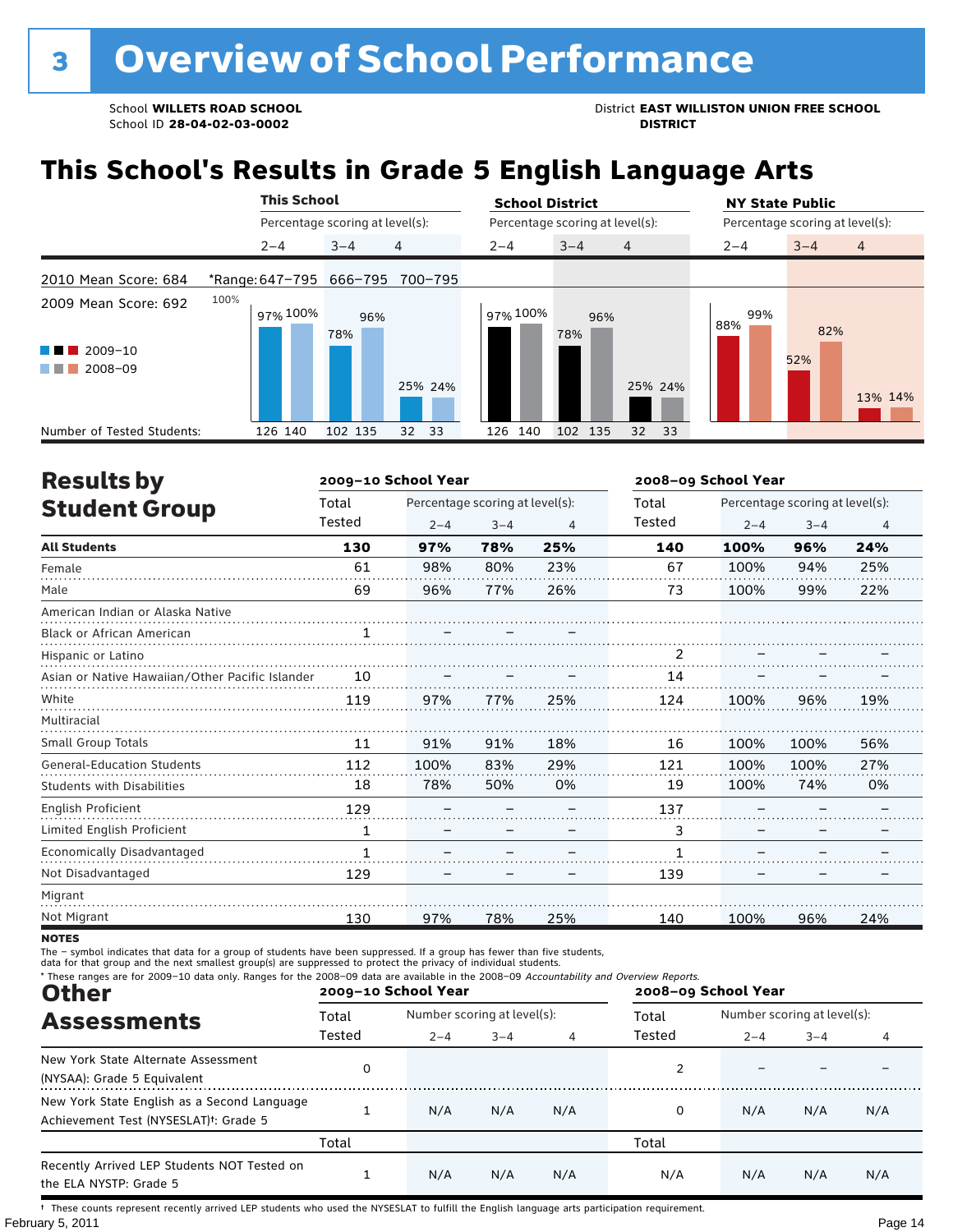# 3 Overview of School Performance

School **WILLETS ROAD SCHOOL**
School ID **28-04-02-03-0002**

District **EAST WILLISTON UNION FREE SCHOOL DISTRICT**

## This School's Results in Grade 5 English Language Arts

2010 Mean Score: 684
2009 Mean Score: 692

| | This School 2–4 | This School 3–4 | This School 4 | School District 2–4 | School District 3–4 | School District 4 | NY State Public 2–4 | NY State Public 3–4 | NY State Public 4 |
|---|---|---|---|---|---|---|---|---|---|
| *Range | 647–795 | 666–795 | 700–795 | | | | | | |
| 2009–10 | 97% | 78% | 25% | 97% | 78% | 25% | 88% | 52% | 13% |
| 2008–09 | 100% | 96% | 24% | 100% | 96% | 24% | 99% | 82% | 14% |
| Number of Tested Students (2009–10) | 126 | 102 | 32 | 126 | 102 | 32 | | | |
| Number of Tested Students (2008–09) | 140 | 135 | 33 | 140 | 135 | 33 | | | |

## Results by Student Group

| | 2009–10 School Year Total Tested | Percentage scoring at level(s): 2–4 | 3–4 | 4 | 2008–09 School Year Total Tested | Percentage scoring at level(s): 2–4 | 3–4 | 4 |
|---|---|---|---|---|---|---|---|---|
| **All Students** | **130** | **97%** | **78%** | **25%** | **140** | **100%** | **96%** | **24%** |
| Female | 61 | 98% | 80% | 23% | 67 | 100% | 94% | 25% |
| Male | 69 | 96% | 77% | 26% | 73 | 100% | 99% | 22% |
| American Indian or Alaska Native | | | | | | | | |
| Black or African American | 1 | – | – | – | | | | |
| Hispanic or Latino | | | | | 2 | – | – | – |
| Asian or Native Hawaiian/Other Pacific Islander | 10 | – | – | – | 14 | – | – | – |
| White | 119 | 97% | 77% | 25% | 124 | 100% | 96% | 19% |
| Multiracial | | | | | | | | |
| Small Group Totals | 11 | 91% | 91% | 18% | 16 | 100% | 100% | 56% |
| General-Education Students | 112 | 100% | 83% | 29% | 121 | 100% | 100% | 27% |
| Students with Disabilities | 18 | 78% | 50% | 0% | 19 | 100% | 74% | 0% |
| English Proficient | 129 | – | – | – | 137 | – | – | – |
| Limited English Proficient | 1 | – | – | – | 3 | – | – | – |
| Economically Disadvantaged | 1 | – | – | – | 1 | – | – | – |
| Not Disadvantaged | 129 | – | – | – | 139 | – | – | – |
| Migrant | | | | | | | | |
| Not Migrant | 130 | 97% | 78% | 25% | 140 | 100% | 96% | 24% |

**NOTES**

The – symbol indicates that data for a group of students have been suppressed. If a group has fewer than five students, data for that group and the next smallest group(s) are suppressed to protect the privacy of individual students.

* These ranges are for 2009–10 data only. Ranges for the 2008–09 data are available in the 2008–09 *Accountability and Overview Reports.*

## Other Assessments

| | 2009–10 School Year Total Tested | Number scoring at level(s): 2–4 | 3–4 | 4 | 2008–09 School Year Total Tested | Number scoring at level(s): 2–4 | 3–4 | 4 |
|---|---|---|---|---|---|---|---|---|
| New York State Alternate Assessment (NYSAA): Grade 5 Equivalent | 0 | | | | 2 | – | – | – |
| New York State English as a Second Language Achievement Test (NYSESLAT)†: Grade 5 | 1 | N/A | N/A | N/A | 0 | N/A | N/A | N/A |
| | Total | | | | Total | | | |
| Recently Arrived LEP Students NOT Tested on the ELA NYSTP: Grade 5 | 1 | N/A | N/A | N/A | N/A | N/A | N/A | N/A |

† These counts represent recently arrived LEP students who used the NYSESLAT to fulfill the English language arts participation requirement.

February 5, 2011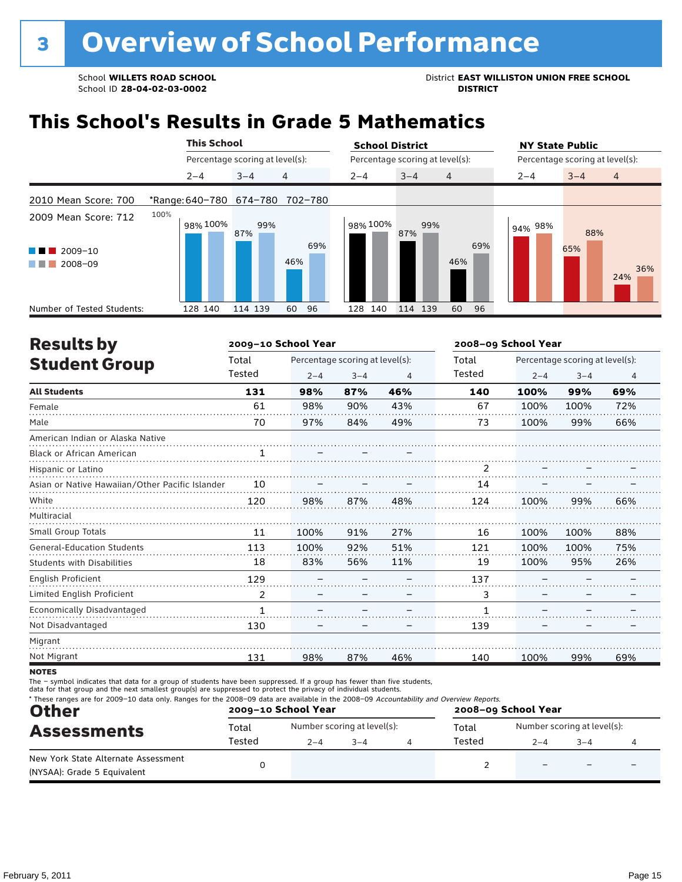# 3 Overview of School Performance

School **WILLETS ROAD SCHOOL**
School ID **28-04-02-03-0002**

District **EAST WILLISTON UNION FREE SCHOOL DISTRICT**

## This School's Results in Grade 5 Mathematics

2010 Mean Score: 700
2009 Mean Score: 712

| | This School 2–4 | This School 3–4 | This School 4 | School District 2–4 | School District 3–4 | School District 4 | NY State Public 2–4 | NY State Public 3–4 | NY State Public 4 |
|---|---|---|---|---|---|---|---|---|---|
| *Range | 640–780 | 674–780 | 702–780 | | | | | | |
| 2009–10 | 98% | 87% | 46% | 98% | 87% | 46% | 94% | 65% | 24% |
| 2008–09 | 100% | 99% | 69% | 100% | 99% | 69% | 98% | 88% | 36% |
| Number of Tested Students (2009–10) | 128 | 114 | 60 | 128 | 114 | 60 | | | |
| Number of Tested Students (2008–09) | 140 | 139 | 96 | 140 | 139 | 96 | | | |

## Results by Student Group

| | 2009–10 Total Tested | 2009–10 2–4 | 2009–10 3–4 | 2009–10 4 | 2008–09 Total Tested | 2008–09 2–4 | 2008–09 3–4 | 2008–09 4 |
|---|---|---|---|---|---|---|---|---|
| **All Students** | **131** | **98%** | **87%** | **46%** | **140** | **100%** | **99%** | **69%** |
| Female | 61 | 98% | 90% | 43% | 67 | 100% | 100% | 72% |
| Male | 70 | 97% | 84% | 49% | 73 | 100% | 99% | 66% |
| American Indian or Alaska Native | | | | | | | | |
| Black or African American | 1 | – | – | – | | | | |
| Hispanic or Latino | | | | | 2 | – | – | – |
| Asian or Native Hawaiian/Other Pacific Islander | 10 | – | – | – | 14 | – | – | – |
| White | 120 | 98% | 87% | 48% | 124 | 100% | 99% | 66% |
| Multiracial | | | | | | | | |
| Small Group Totals | 11 | 100% | 91% | 27% | 16 | 100% | 100% | 88% |
| General-Education Students | 113 | 100% | 92% | 51% | 121 | 100% | 100% | 75% |
| Students with Disabilities | 18 | 83% | 56% | 11% | 19 | 100% | 95% | 26% |
| English Proficient | 129 | – | – | – | 137 | – | – | – |
| Limited English Proficient | 2 | – | – | – | 3 | – | – | – |
| Economically Disadvantaged | 1 | – | – | – | 1 | – | – | – |
| Not Disadvantaged | 130 | – | – | – | 139 | – | – | – |
| Migrant | | | | | | | | |
| Not Migrant | 131 | 98% | 87% | 46% | 140 | 100% | 99% | 69% |

**NOTES**

The – symbol indicates that data for a group of students have been suppressed. If a group has fewer than five students, data for that group and the next smallest group(s) are suppressed to protect the privacy of individual students.

\* These ranges are for 2009–10 data only. Ranges for the 2008–09 data are available in the 2008–09 *Accountability and Overview Reports*.

## Other Assessments

| | 2009–10 Total Tested | 2009–10 2–4 | 2009–10 3–4 | 2009–10 4 | 2008–09 Total Tested | 2008–09 2–4 | 2008–09 3–4 | 2008–09 4 |
|---|---|---|---|---|---|---|---|---|
| New York State Alternate Assessment (NYSAA): Grade 5 Equivalent | 0 | | | | 2 | – | – | – |

February 5, 2011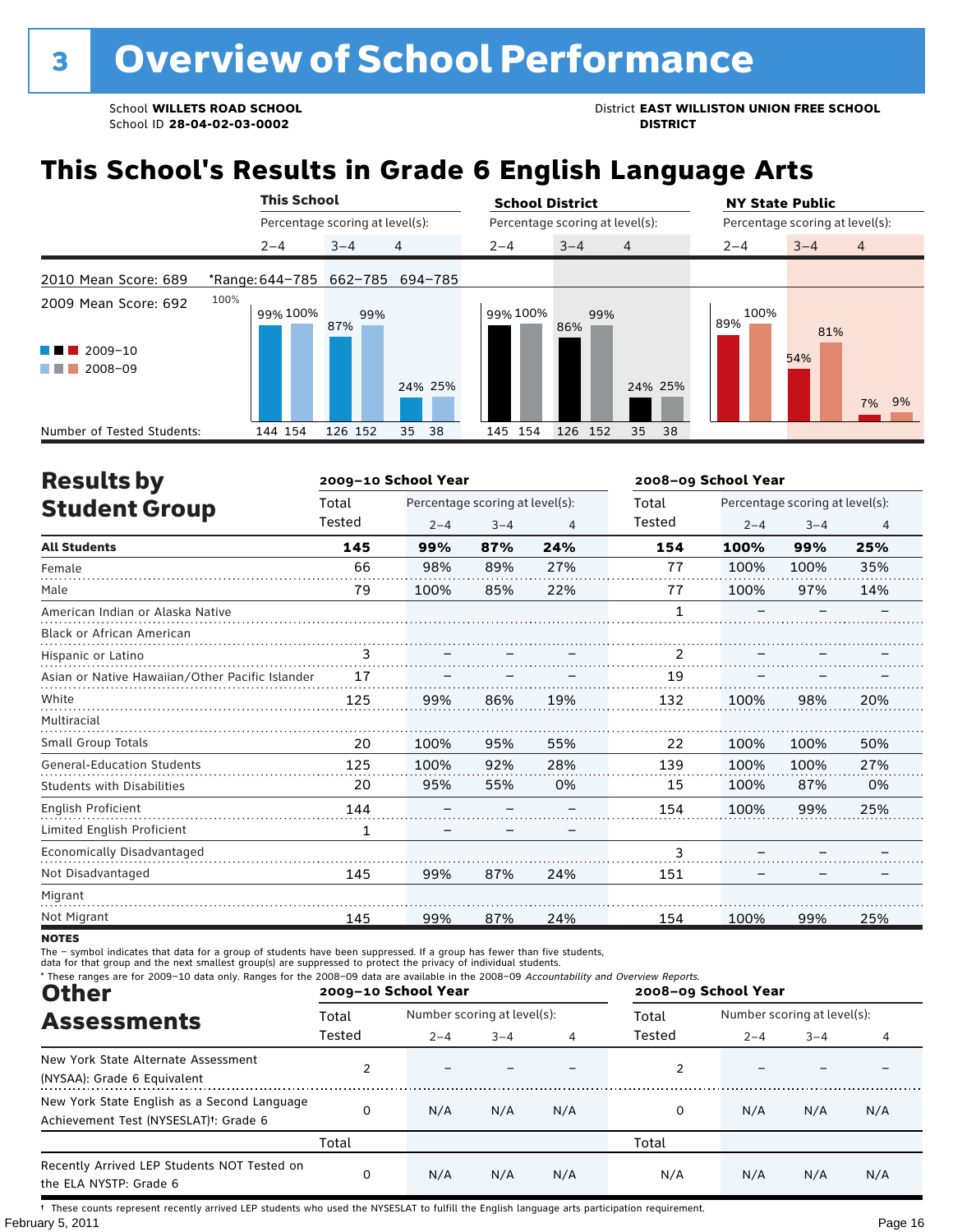# 3 Overview of School Performance

School **WILLETS ROAD SCHOOL**
School ID **28-04-02-03-0002**

District **EAST WILLISTON UNION FREE SCHOOL DISTRICT**

## This School's Results in Grade 6 English Language Arts

| | This School 2–4 | This School 3–4 | This School 4 | School District 2–4 | School District 3–4 | School District 4 | NY State Public 2–4 | NY State Public 3–4 | NY State Public 4 |
|---|---|---|---|---|---|---|---|---|---|
| *Range (2010) | 644–785 | 662–785 | 694–785 | | | | | | |
| 2009–10 | 99% | 87% | 24% | 99% | 86% | 24% | 89% | 54% | 7% |
| 2008–09 | 100% | 99% | 25% | 100% | 99% | 25% | 100% | 81% | 9% |
| Number of Tested Students 2009–10 | 144 | 126 | 35 | 145 | 126 | 35 | | | |
| Number of Tested Students 2008–09 | 154 | 152 | 38 | 154 | 152 | 38 | | | |

2010 Mean Score: 689
2009 Mean Score: 692

## Results by Student Group

| | 2009–10 Total Tested | 2–4 | 3–4 | 4 | 2008–09 Total Tested | 2–4 | 3–4 | 4 |
|---|---|---|---|---|---|---|---|---|
| **All Students** | **145** | **99%** | **87%** | **24%** | **154** | **100%** | **99%** | **25%** |
| Female | 66 | 98% | 89% | 27% | 77 | 100% | 100% | 35% |
| Male | 79 | 100% | 85% | 22% | 77 | 100% | 97% | 14% |
| American Indian or Alaska Native | | | | | 1 | – | – | – |
| Black or African American | | | | | | | | |
| Hispanic or Latino | 3 | – | – | – | 2 | – | – | – |
| Asian or Native Hawaiian/Other Pacific Islander | 17 | – | – | – | 19 | – | – | – |
| White | 125 | 99% | 86% | 19% | 132 | 100% | 98% | 20% |
| Multiracial | | | | | | | | |
| Small Group Totals | 20 | 100% | 95% | 55% | 22 | 100% | 100% | 50% |
| General-Education Students | 125 | 100% | 92% | 28% | 139 | 100% | 100% | 27% |
| Students with Disabilities | 20 | 95% | 55% | 0% | 15 | 100% | 87% | 0% |
| English Proficient | 144 | – | – | – | 154 | 100% | 99% | 25% |
| Limited English Proficient | 1 | – | – | – | | | | |
| Economically Disadvantaged | | | | | 3 | – | – | – |
| Not Disadvantaged | 145 | 99% | 87% | 24% | 151 | – | – | – |
| Migrant | | | | | | | | |
| Not Migrant | 145 | 99% | 87% | 24% | 154 | 100% | 99% | 25% |

**NOTES**

The – symbol indicates that data for a group of students have been suppressed. If a group has fewer than five students, data for that group and the next smallest group(s) are suppressed to protect the privacy of individual students.

\* These ranges are for 2009–10 data only. Ranges for the 2008–09 data are available in the 2008–09 *Accountability and Overview Reports.*

## Other Assessments

| | 2009–10 Total Tested | 2–4 | 3–4 | 4 | 2008–09 Total Tested | 2–4 | 3–4 | 4 |
|---|---|---|---|---|---|---|---|---|
| New York State Alternate Assessment (NYSAA): Grade 6 Equivalent | 2 | – | – | – | 2 | – | – | – |
| New York State English as a Second Language Achievement Test (NYSESLAT)†: Grade 6 | 0 | N/A | N/A | N/A | 0 | N/A | N/A | N/A |
| | **Total** | | | | **Total** | | | |
| Recently Arrived LEP Students NOT Tested on the ELA NYSTP: Grade 6 | 0 | N/A | N/A | N/A | N/A | N/A | N/A | N/A |

† These counts represent recently arrived LEP students who used the NYSESLAT to fulfill the English language arts participation requirement.

February 5, 2011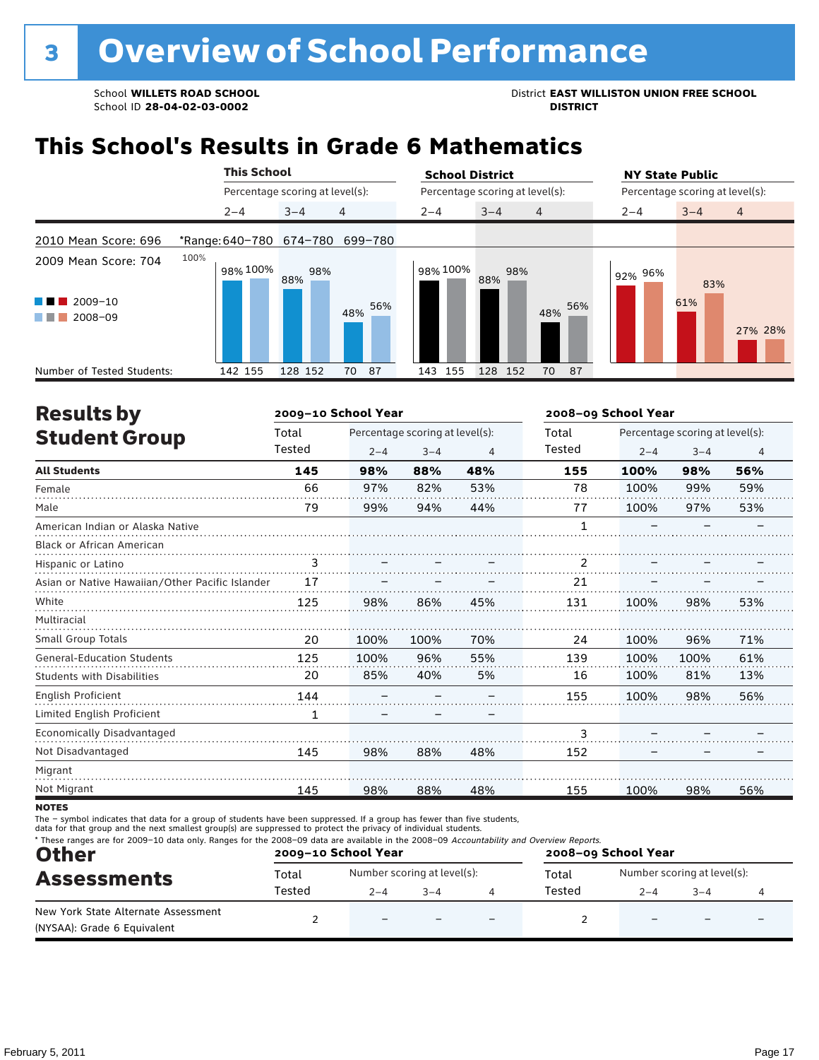# 3 Overview of School Performance

School **WILLETS ROAD SCHOOL**
School ID **28-04-02-03-0002**

District **EAST WILLISTON UNION FREE SCHOOL DISTRICT**

## This School's Results in Grade 6 Mathematics

| | This School 2–4 | This School 3–4 | This School 4 | School District 2–4 | School District 3–4 | School District 4 | NY State Public 2–4 | NY State Public 3–4 | NY State Public 4 |
|---|---|---|---|---|---|---|---|---|---|
| 2010 Mean Score: 696 | *Range: 640–780 | 674–780 | 699–780 | | | | | | |
| 2009 Mean Score: 704 | | | | | | | | | |
| 2009–10 | 98% | 88% | 48% | 98% | 88% | 48% | 92% | 61% | 27% |
| 2008–09 | 100% | 98% | 56% | 100% | 98% | 56% | 96% | 83% | 28% |
| Number of Tested Students: | 142 155 | 128 152 | 70 87 | 143 155 | 128 152 | 70 87 | | | |

## Results by Student Group

| | 2009–10 Total Tested | 2–4 | 3–4 | 4 | 2008–09 Total Tested | 2–4 | 3–4 | 4 |
|---|---|---|---|---|---|---|---|---|
| **All Students** | **145** | **98%** | **88%** | **48%** | **155** | **100%** | **98%** | **56%** |
| Female | 66 | 97% | 82% | 53% | 78 | 100% | 99% | 59% |
| Male | 79 | 99% | 94% | 44% | 77 | 100% | 97% | 53% |
| American Indian or Alaska Native | | | | | 1 | – | – | – |
| Black or African American | | | | | | | | |
| Hispanic or Latino | 3 | – | – | – | 2 | – | – | – |
| Asian or Native Hawaiian/Other Pacific Islander | 17 | – | – | – | 21 | – | – | – |
| White | 125 | 98% | 86% | 45% | 131 | 100% | 98% | 53% |
| Multiracial | | | | | | | | |
| Small Group Totals | 20 | 100% | 100% | 70% | 24 | 100% | 96% | 71% |
| General-Education Students | 125 | 100% | 96% | 55% | 139 | 100% | 100% | 61% |
| Students with Disabilities | 20 | 85% | 40% | 5% | 16 | 100% | 81% | 13% |
| English Proficient | 144 | – | – | – | 155 | 100% | 98% | 56% |
| Limited English Proficient | 1 | – | – | – | | | | |
| Economically Disadvantaged | | | | | 3 | – | – | – |
| Not Disadvantaged | 145 | 98% | 88% | 48% | 152 | – | – | – |
| Migrant | | | | | | | | |
| Not Migrant | 145 | 98% | 88% | 48% | 155 | 100% | 98% | 56% |

**NOTES**

The – symbol indicates that data for a group of students have been suppressed. If a group has fewer than five students, data for that group and the next smallest group(s) are suppressed to protect the privacy of individual students.

\* These ranges are for 2009–10 data only. Ranges for the 2008–09 data are available in the 2008–09 *Accountability and Overview Reports*.

## Other Assessments

| | 2009–10 Total Tested | 2–4 | 3–4 | 4 | 2008–09 Total Tested | 2–4 | 3–4 | 4 |
|---|---|---|---|---|---|---|---|---|
| New York State Alternate Assessment (NYSAA): Grade 6 Equivalent | 2 | – | – | – | 2 | – | – | – |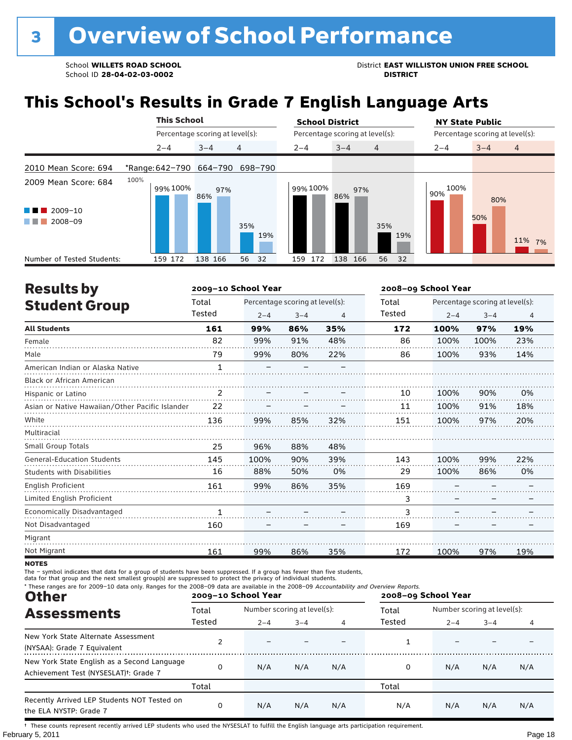# 3 Overview of School Performance

School **WILLETS ROAD SCHOOL**
School ID **28-04-02-03-0002**

District **EAST WILLISTON UNION FREE SCHOOL DISTRICT**

## This School's Results in Grade 7 English Language Arts

| | This School 2–4 | This School 3–4 | This School 4 | School District 2–4 | School District 3–4 | School District 4 | NY State Public 2–4 | NY State Public 3–4 | NY State Public 4 |
|---|---|---|---|---|---|---|---|---|---|
| *Range | 642–790 | 664–790 | 698–790 | | | | | | |
| 2009–10 | 99% | 86% | 35% | 99% | 86% | 35% | 90% | 50% | 11% |
| 2008–09 | 100% | 97% | 19% | 100% | 97% | 19% | 100% | 80% | 7% |
| Number of Tested Students (2009–10) | 159 | 138 | 56 | 159 | 138 | 56 | | | |
| Number of Tested Students (2008–09) | 172 | 166 | 32 | 172 | 166 | 32 | | | |

2010 Mean Score: 694

2009 Mean Score: 684

## Results by Student Group

| | 2009–10 School Year Total Tested | 2–4 | 3–4 | 4 | 2008–09 School Year Total Tested | 2–4 | 3–4 | 4 |
|---|---|---|---|---|---|---|---|---|
| **All Students** | **161** | **99%** | **86%** | **35%** | **172** | **100%** | **97%** | **19%** |
| Female | 82 | 99% | 91% | 48% | 86 | 100% | 100% | 23% |
| Male | 79 | 99% | 80% | 22% | 86 | 100% | 93% | 14% |
| American Indian or Alaska Native | 1 | – | – | – | | | | |
| Black or African American | | | | | | | | |
| Hispanic or Latino | 2 | – | – | – | 10 | 100% | 90% | 0% |
| Asian or Native Hawaiian/Other Pacific Islander | 22 | – | – | – | 11 | 100% | 91% | 18% |
| White | 136 | 99% | 85% | 32% | 151 | 100% | 97% | 20% |
| Multiracial | | | | | | | | |
| Small Group Totals | 25 | 96% | 88% | 48% | | | | |
| General-Education Students | 145 | 100% | 90% | 39% | 143 | 100% | 99% | 22% |
| Students with Disabilities | 16 | 88% | 50% | 0% | 29 | 100% | 86% | 0% |
| English Proficient | 161 | 99% | 86% | 35% | 169 | – | – | – |
| Limited English Proficient | | | | | 3 | – | – | – |
| Economically Disadvantaged | 1 | – | – | – | 3 | – | – | – |
| Not Disadvantaged | 160 | – | – | – | 169 | – | – | – |
| Migrant | | | | | | | | |
| Not Migrant | 161 | 99% | 86% | 35% | 172 | 100% | 97% | 19% |

**NOTES**

The – symbol indicates that data for a group of students have been suppressed. If a group has fewer than five students, data for that group and the next smallest group(s) are suppressed to protect the privacy of individual students.

* These ranges are for 2009–10 data only. Ranges for the 2008–09 data are available in the 2008–09 *Accountability and Overview Reports.*

## Other Assessments

| | 2009–10 School Year Total Tested | 2–4 | 3–4 | 4 | 2008–09 School Year Total Tested | 2–4 | 3–4 | 4 |
|---|---|---|---|---|---|---|---|---|
| New York State Alternate Assessment (NYSAA): Grade 7 Equivalent | 2 | – | – | – | 1 | – | – | – |
| New York State English as a Second Language Achievement Test (NYSESLAT)†: Grade 7 | 0 | N/A | N/A | N/A | 0 | N/A | N/A | N/A |
| | Total | | | | Total | | | |
| Recently Arrived LEP Students NOT Tested on the ELA NYSTP: Grade 7 | 0 | N/A | N/A | N/A | N/A | N/A | N/A | N/A |

† These counts represent recently arrived LEP students who used the NYSESLAT to fulfill the English language arts participation requirement.

February 5, 2011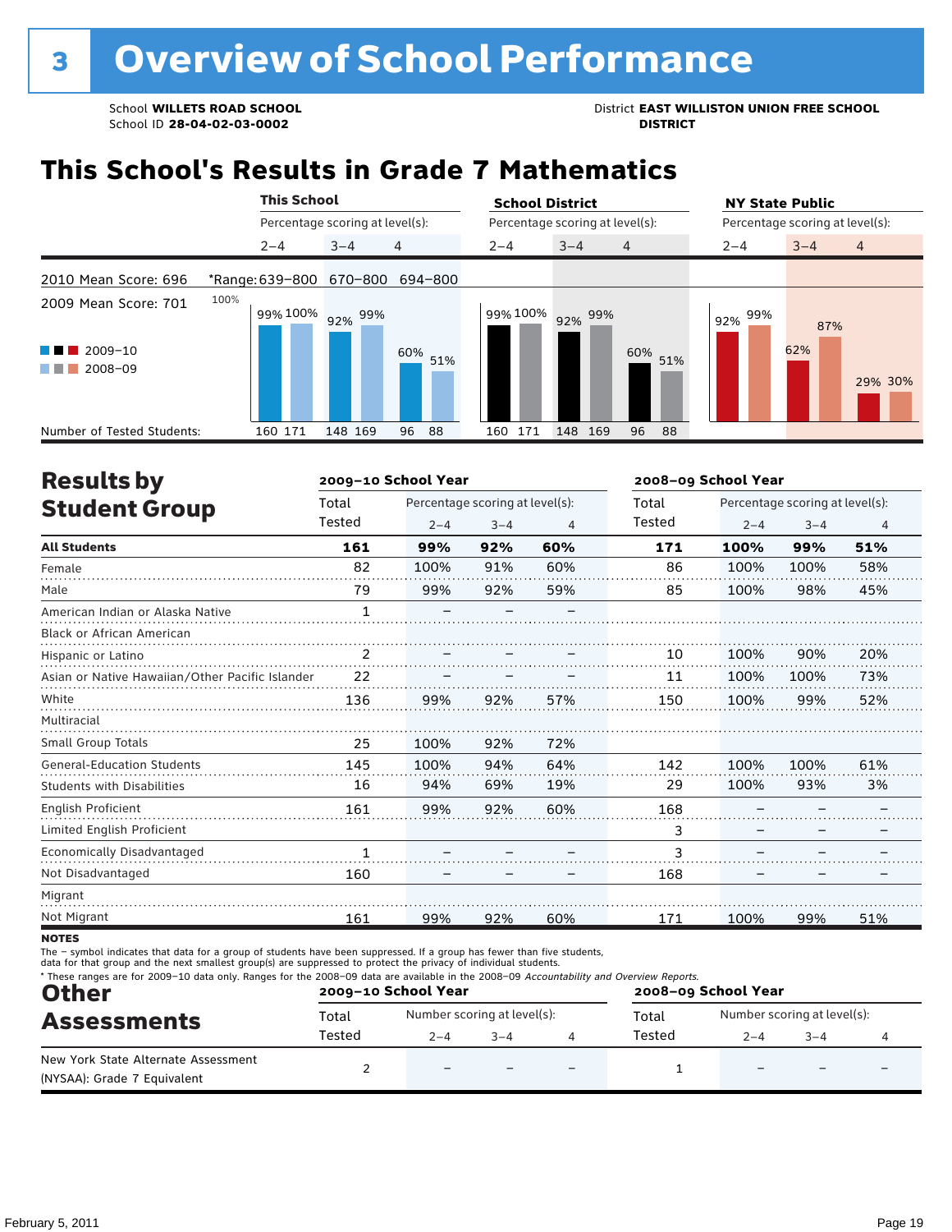# 3 Overview of School Performance

School **WILLETS ROAD SCHOOL**
School ID **28-04-02-03-0002**

District **EAST WILLISTON UNION FREE SCHOOL DISTRICT**

## This School's Results in Grade 7 Mathematics

This School
Percentage scoring at level(s):
2–4 3–4 4

School District
Percentage scoring at level(s):
2–4 3–4 4

NY State Public
Percentage scoring at level(s):
2–4 3–4 4

2010 Mean Score: 696
*Range: 639–800 670–800 694–800

2009 Mean Score: 701

100%

2009–10
2008–09

This School: 99% 100% 92% 99% 60% 51%

School District: 99% 100% 92% 99% 60% 51%

NY State Public: 92% 99% 62% 87% 29% 30%

Number of Tested Students: 160 171 148 169 96 88 160 171 148 169 96 88

## Results by Student Group

| | 2009–10 School Year | | | | 2008–09 School Year | | | |
|---|---|---|---|---|---|---|---|---|
| | Total Tested | Percentage scoring at level(s): 2–4 | 3–4 | 4 | Total Tested | Percentage scoring at level(s): 2–4 | 3–4 | 4 |
| **All Students** | **161** | **99%** | **92%** | **60%** | **171** | **100%** | **99%** | **51%** |
| Female | 82 | 100% | 91% | 60% | 86 | 100% | 100% | 58% |
| Male | 79 | 99% | 92% | 59% | 85 | 100% | 98% | 45% |
| American Indian or Alaska Native | 1 | – | – | – | | | | |
| Black or African American | | | | | | | | |
| Hispanic or Latino | 2 | – | – | – | 10 | 100% | 90% | 20% |
| Asian or Native Hawaiian/Other Pacific Islander | 22 | – | – | – | 11 | 100% | 100% | 73% |
| White | 136 | 99% | 92% | 57% | 150 | 100% | 99% | 52% |
| Multiracial | | | | | | | | |
| Small Group Totals | 25 | 100% | 92% | 72% | | | | |
| General-Education Students | 145 | 100% | 94% | 64% | 142 | 100% | 100% | 61% |
| Students with Disabilities | 16 | 94% | 69% | 19% | 29 | 100% | 93% | 3% |
| English Proficient | 161 | 99% | 92% | 60% | 168 | – | – | – |
| Limited English Proficient | | | | | 3 | – | – | – |
| Economically Disadvantaged | 1 | – | – | – | 3 | – | – | – |
| Not Disadvantaged | 160 | – | – | – | 168 | – | – | – |
| Migrant | | | | | | | | |
| Not Migrant | 161 | 99% | 92% | 60% | 171 | 100% | 99% | 51% |

**NOTES**

The – symbol indicates that data for a group of students have been suppressed. If a group has fewer than five students, data for that group and the next smallest group(s) are suppressed to protect the privacy of individual students.

* These ranges are for 2009–10 data only. Ranges for the 2008–09 data are available in the 2008–09 *Accountability and Overview Reports*.

## Other Assessments

| | 2009–10 School Year | | | | 2008–09 School Year | | | |
|---|---|---|---|---|---|---|---|---|
| | Total Tested | Number scoring at level(s): 2–4 | 3–4 | 4 | Total Tested | Number scoring at level(s): 2–4 | 3–4 | 4 |
| New York State Alternate Assessment (NYSAA): Grade 7 Equivalent | 2 | – | – | – | 1 | – | – | – |

February 5, 2011